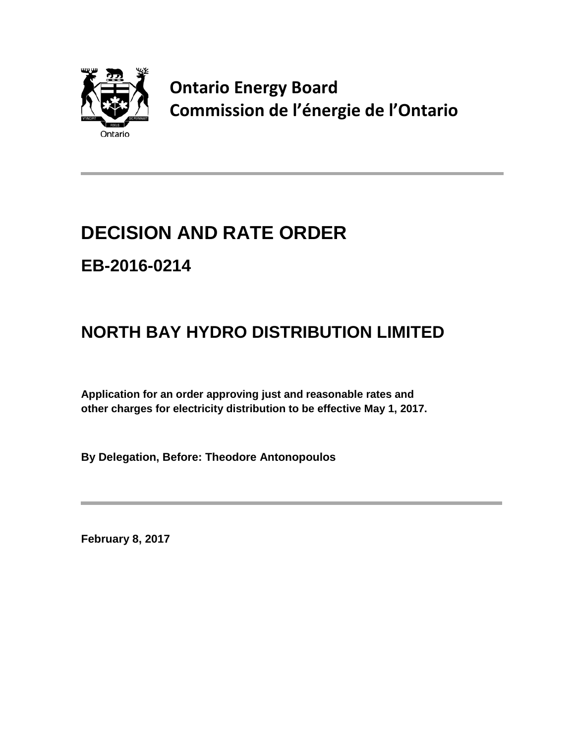**Ontario Energy Board**
**Commission de l'énergie de l'Ontario**

# DECISION AND RATE ORDER

## EB-2016-0214

## NORTH BAY HYDRO DISTRIBUTION LIMITED

**Application for an order approving just and reasonable rates and other charges for electricity distribution to be effective May 1, 2017.**

**By Delegation, Before: Theodore Antonopoulos**

**February 8, 2017**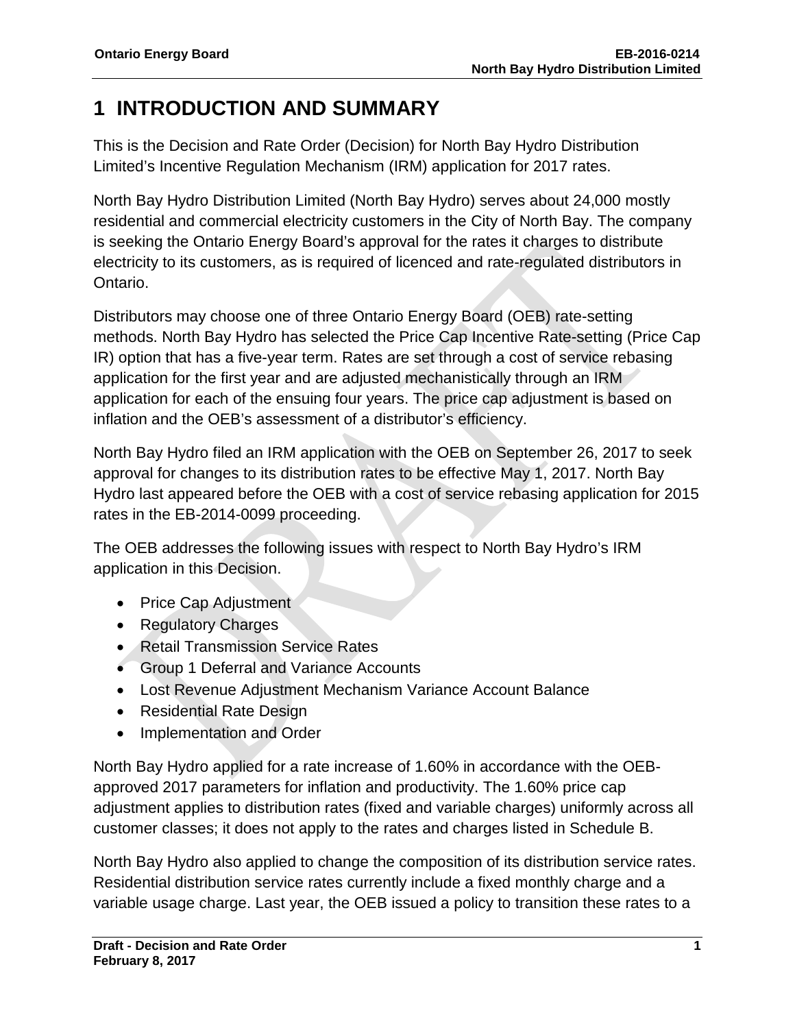# 1 INTRODUCTION AND SUMMARY

This is the Decision and Rate Order (Decision) for North Bay Hydro Distribution Limited's Incentive Regulation Mechanism (IRM) application for 2017 rates.

North Bay Hydro Distribution Limited (North Bay Hydro) serves about 24,000 mostly residential and commercial electricity customers in the City of North Bay. The company is seeking the Ontario Energy Board's approval for the rates it charges to distribute electricity to its customers, as is required of licenced and rate-regulated distributors in Ontario.

Distributors may choose one of three Ontario Energy Board (OEB) rate-setting methods. North Bay Hydro has selected the Price Cap Incentive Rate-setting (Price Cap IR) option that has a five-year term. Rates are set through a cost of service rebasing application for the first year and are adjusted mechanistically through an IRM application for each of the ensuing four years. The price cap adjustment is based on inflation and the OEB's assessment of a distributor's efficiency.

North Bay Hydro filed an IRM application with the OEB on September 26, 2017 to seek approval for changes to its distribution rates to be effective May 1, 2017. North Bay Hydro last appeared before the OEB with a cost of service rebasing application for 2015 rates in the EB-2014-0099 proceeding.

The OEB addresses the following issues with respect to North Bay Hydro's IRM application in this Decision.

- Price Cap Adjustment
- Regulatory Charges
- Retail Transmission Service Rates
- Group 1 Deferral and Variance Accounts
- Lost Revenue Adjustment Mechanism Variance Account Balance
- Residential Rate Design
- Implementation and Order

North Bay Hydro applied for a rate increase of 1.60% in accordance with the OEB-approved 2017 parameters for inflation and productivity. The 1.60% price cap adjustment applies to distribution rates (fixed and variable charges) uniformly across all customer classes; it does not apply to the rates and charges listed in Schedule B.

North Bay Hydro also applied to change the composition of its distribution service rates. Residential distribution service rates currently include a fixed monthly charge and a variable usage charge. Last year, the OEB issued a policy to transition these rates to a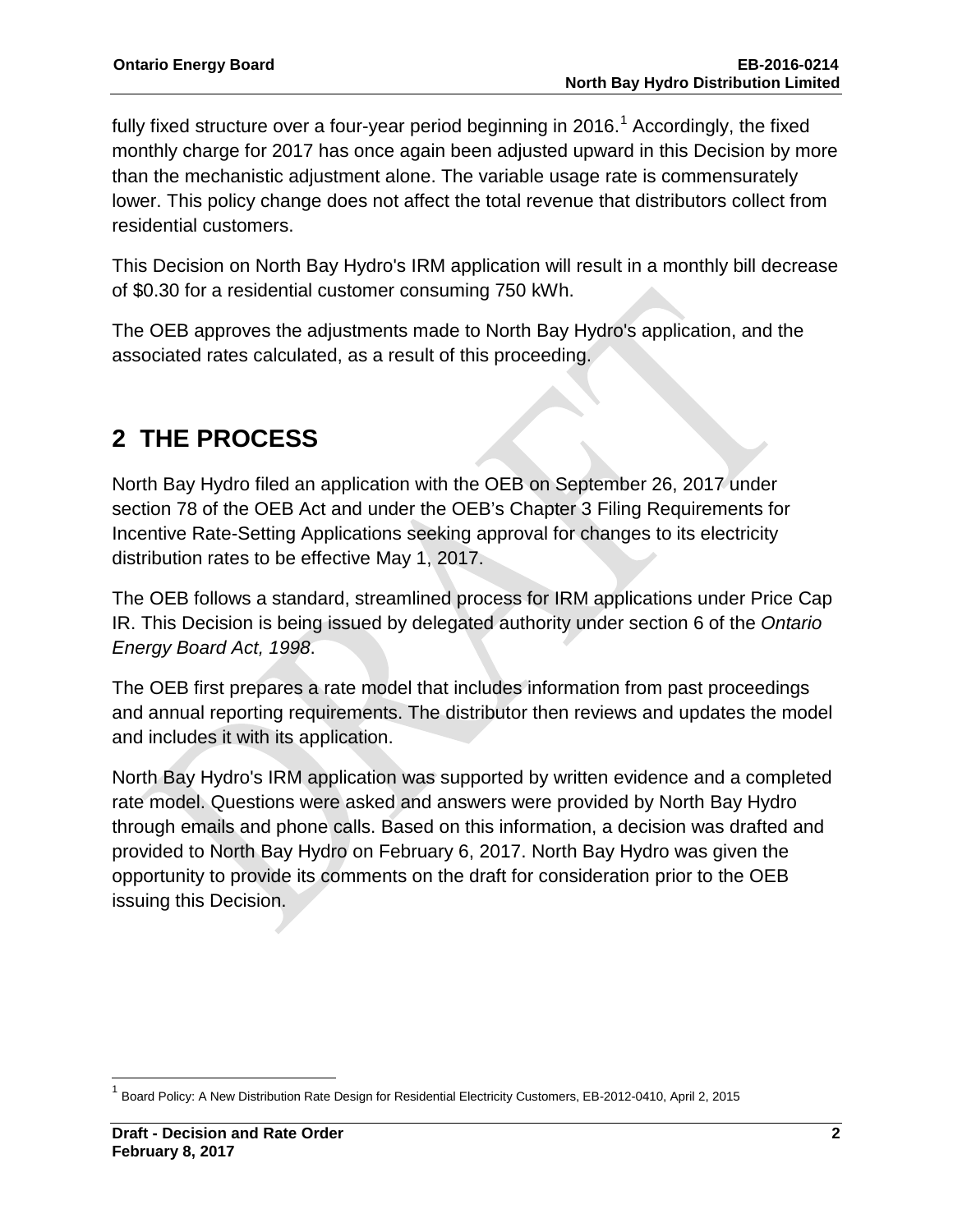fully fixed structure over a four-year period beginning in 2016.[1] Accordingly, the fixed monthly charge for 2017 has once again been adjusted upward in this Decision by more than the mechanistic adjustment alone. The variable usage rate is commensurately lower. This policy change does not affect the total revenue that distributors collect from residential customers.

This Decision on North Bay Hydro's IRM application will result in a monthly bill decrease of $0.30 for a residential customer consuming 750 kWh.

The OEB approves the adjustments made to North Bay Hydro's application, and the associated rates calculated, as a result of this proceeding.

# 2 THE PROCESS

North Bay Hydro filed an application with the OEB on September 26, 2017 under section 78 of the OEB Act and under the OEB's Chapter 3 Filing Requirements for Incentive Rate-Setting Applications seeking approval for changes to its electricity distribution rates to be effective May 1, 2017.

The OEB follows a standard, streamlined process for IRM applications under Price Cap IR. This Decision is being issued by delegated authority under section 6 of the *Ontario Energy Board Act, 1998*.

The OEB first prepares a rate model that includes information from past proceedings and annual reporting requirements. The distributor then reviews and updates the model and includes it with its application.

North Bay Hydro's IRM application was supported by written evidence and a completed rate model. Questions were asked and answers were provided by North Bay Hydro through emails and phone calls. Based on this information, a decision was drafted and provided to North Bay Hydro on February 6, 2017. North Bay Hydro was given the opportunity to provide its comments on the draft for consideration prior to the OEB issuing this Decision.

[1] Board Policy: A New Distribution Rate Design for Residential Electricity Customers, EB-2012-0410, April 2, 2015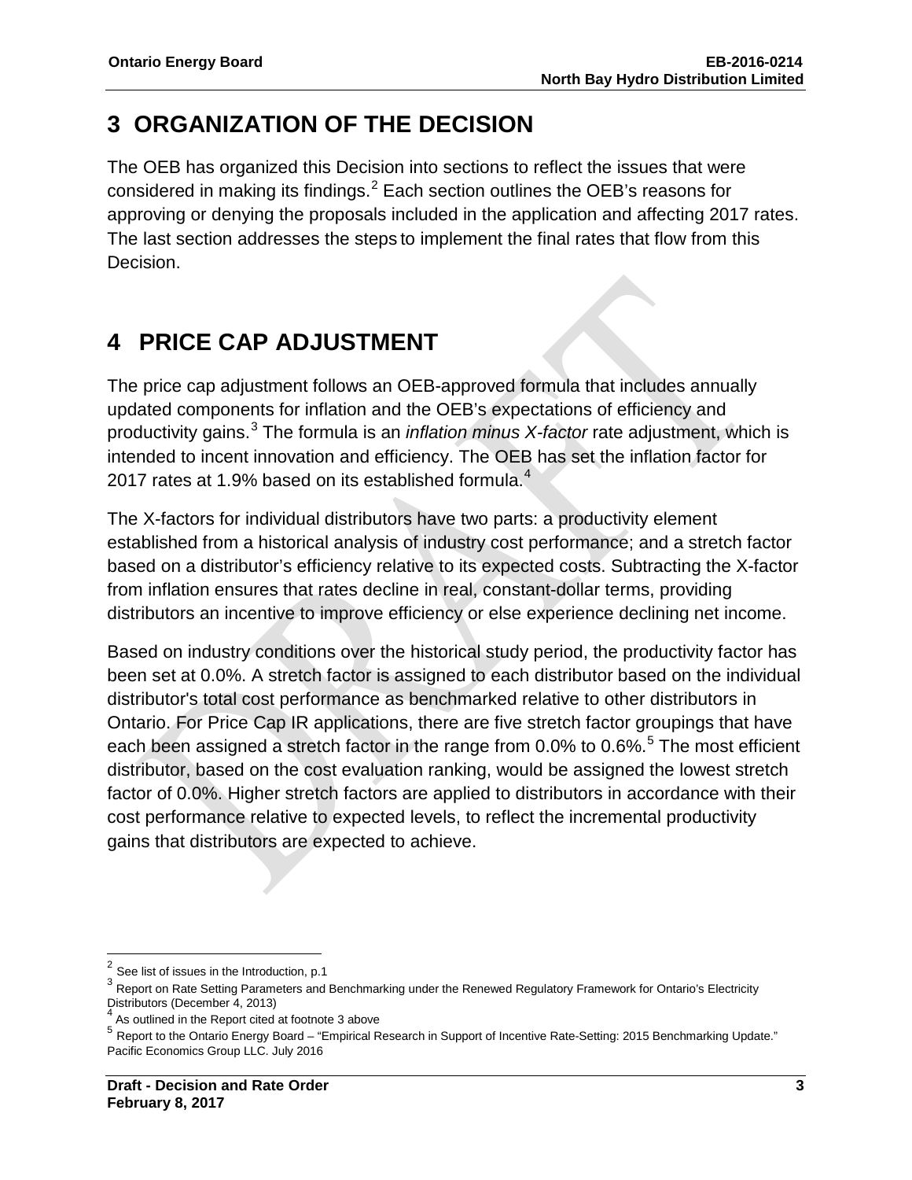# 3 ORGANIZATION OF THE DECISION

The OEB has organized this Decision into sections to reflect the issues that were considered in making its findings.[2] Each section outlines the OEB's reasons for approving or denying the proposals included in the application and affecting 2017 rates. The last section addresses the steps to implement the final rates that flow from this Decision.

# 4 PRICE CAP ADJUSTMENT

The price cap adjustment follows an OEB-approved formula that includes annually updated components for inflation and the OEB's expectations of efficiency and productivity gains.[3] The formula is an *inflation minus X-factor* rate adjustment, which is intended to incent innovation and efficiency. The OEB has set the inflation factor for 2017 rates at 1.9% based on its established formula.[4]

The X-factors for individual distributors have two parts: a productivity element established from a historical analysis of industry cost performance; and a stretch factor based on a distributor's efficiency relative to its expected costs. Subtracting the X-factor from inflation ensures that rates decline in real, constant-dollar terms, providing distributors an incentive to improve efficiency or else experience declining net income.

Based on industry conditions over the historical study period, the productivity factor has been set at 0.0%. A stretch factor is assigned to each distributor based on the individual distributor's total cost performance as benchmarked relative to other distributors in Ontario. For Price Cap IR applications, there are five stretch factor groupings that have each been assigned a stretch factor in the range from 0.0% to 0.6%.[5] The most efficient distributor, based on the cost evaluation ranking, would be assigned the lowest stretch factor of 0.0%. Higher stretch factors are applied to distributors in accordance with their cost performance relative to expected levels, to reflect the incremental productivity gains that distributors are expected to achieve.

---

[2] See list of issues in the Introduction, p.1

[3] Report on Rate Setting Parameters and Benchmarking under the Renewed Regulatory Framework for Ontario's Electricity Distributors (December 4, 2013)

[4] As outlined in the Report cited at footnote 3 above

[5] Report to the Ontario Energy Board – "Empirical Research in Support of Incentive Rate-Setting: 2015 Benchmarking Update." Pacific Economics Group LLC. July 2016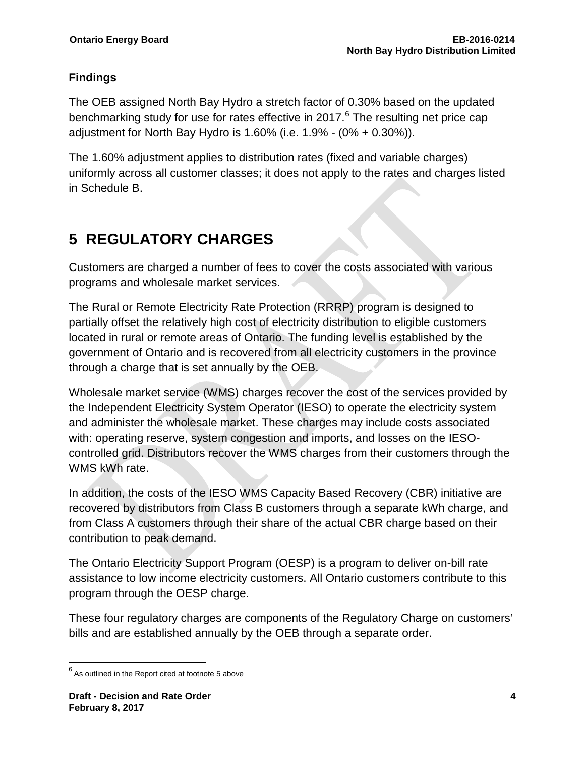### Findings

The OEB assigned North Bay Hydro a stretch factor of 0.30% based on the updated benchmarking study for use for rates effective in 2017.[6] The resulting net price cap adjustment for North Bay Hydro is 1.60% (i.e. 1.9% - (0% + 0.30%)).

The 1.60% adjustment applies to distribution rates (fixed and variable charges) uniformly across all customer classes; it does not apply to the rates and charges listed in Schedule B.

# 5 REGULATORY CHARGES

Customers are charged a number of fees to cover the costs associated with various programs and wholesale market services.

The Rural or Remote Electricity Rate Protection (RRRP) program is designed to partially offset the relatively high cost of electricity distribution to eligible customers located in rural or remote areas of Ontario. The funding level is established by the government of Ontario and is recovered from all electricity customers in the province through a charge that is set annually by the OEB.

Wholesale market service (WMS) charges recover the cost of the services provided by the Independent Electricity System Operator (IESO) to operate the electricity system and administer the wholesale market. These charges may include costs associated with: operating reserve, system congestion and imports, and losses on the IESO-controlled grid. Distributors recover the WMS charges from their customers through the WMS kWh rate.

In addition, the costs of the IESO WMS Capacity Based Recovery (CBR) initiative are recovered by distributors from Class B customers through a separate kWh charge, and from Class A customers through their share of the actual CBR charge based on their contribution to peak demand.

The Ontario Electricity Support Program (OESP) is a program to deliver on-bill rate assistance to low income electricity customers. All Ontario customers contribute to this program through the OESP charge.

These four regulatory charges are components of the Regulatory Charge on customers' bills and are established annually by the OEB through a separate order.

---

[6] As outlined in the Report cited at footnote 5 above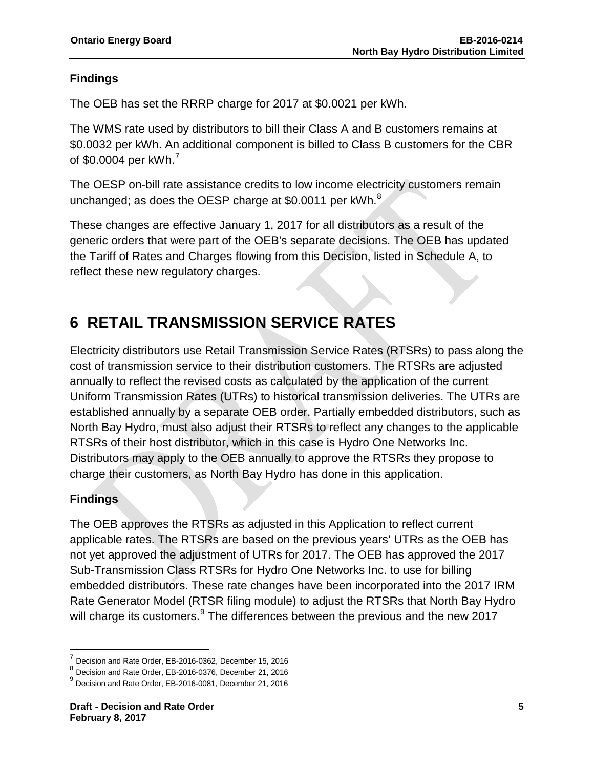## Findings

The OEB has set the RRRP charge for 2017 at $0.0021 per kWh.

The WMS rate used by distributors to bill their Class A and B customers remains at $0.0032 per kWh. An additional component is billed to Class B customers for the CBR of $0.0004 per kWh.[7]

The OESP on-bill rate assistance credits to low income electricity customers remain unchanged; as does the OESP charge at $0.0011 per kWh.[8]

These changes are effective January 1, 2017 for all distributors as a result of the generic orders that were part of the OEB's separate decisions. The OEB has updated the Tariff of Rates and Charges flowing from this Decision, listed in Schedule A, to reflect these new regulatory charges.

# 6 RETAIL TRANSMISSION SERVICE RATES

Electricity distributors use Retail Transmission Service Rates (RTSRs) to pass along the cost of transmission service to their distribution customers. The RTSRs are adjusted annually to reflect the revised costs as calculated by the application of the current Uniform Transmission Rates (UTRs) to historical transmission deliveries. The UTRs are established annually by a separate OEB order. Partially embedded distributors, such as North Bay Hydro, must also adjust their RTSRs to reflect any changes to the applicable RTSRs of their host distributor, which in this case is Hydro One Networks Inc. Distributors may apply to the OEB annually to approve the RTSRs they propose to charge their customers, as North Bay Hydro has done in this application.

## Findings

The OEB approves the RTSRs as adjusted in this Application to reflect current applicable rates. The RTSRs are based on the previous years' UTRs as the OEB has not yet approved the adjustment of UTRs for 2017. The OEB has approved the 2017 Sub-Transmission Class RTSRs for Hydro One Networks Inc. to use for billing embedded distributors. These rate changes have been incorporated into the 2017 IRM Rate Generator Model (RTSR filing module) to adjust the RTSRs that North Bay Hydro will charge its customers.[9] The differences between the previous and the new 2017

[7] Decision and Rate Order, EB-2016-0362, December 15, 2016

[8] Decision and Rate Order, EB-2016-0376, December 21, 2016

[9] Decision and Rate Order, EB-2016-0081, December 21, 2016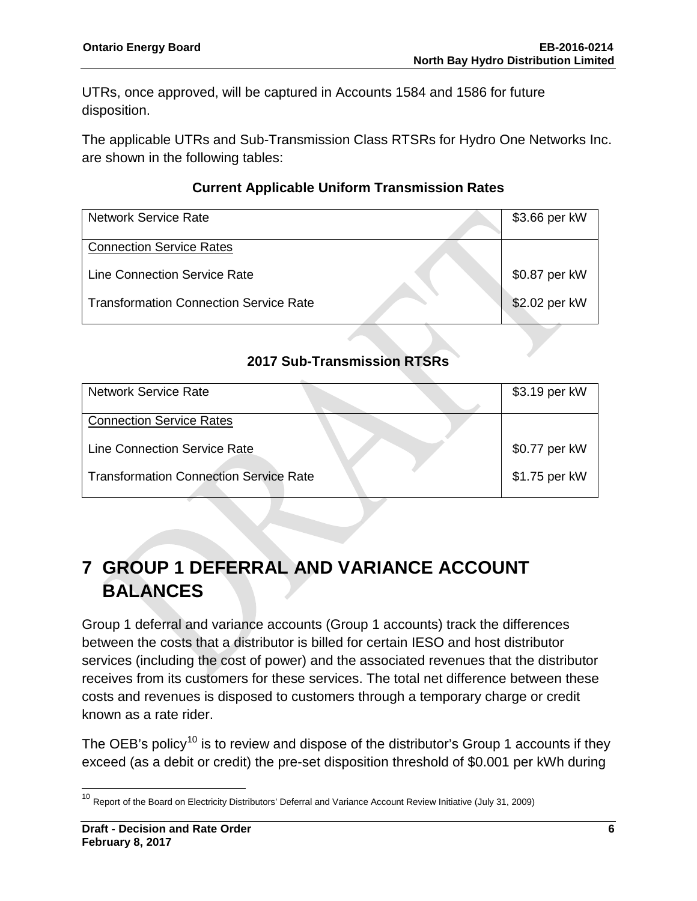UTRs, once approved, will be captured in Accounts 1584 and 1586 for future disposition.

The applicable UTRs and Sub-Transmission Class RTSRs for Hydro One Networks Inc. are shown in the following tables:

**Current Applicable Uniform Transmission Rates**

| | |
|---|---|
| Network Service Rate | \$3.66 per kW |
| Connection Service Rates | |
| Line Connection Service Rate | \$0.87 per kW |
| Transformation Connection Service Rate | \$2.02 per kW |

**2017 Sub-Transmission RTSRs**

| | |
|---|---|
| Network Service Rate | \$3.19 per kW |
| Connection Service Rates | |
| Line Connection Service Rate | \$0.77 per kW |
| Transformation Connection Service Rate | \$1.75 per kW |

# 7 GROUP 1 DEFERRAL AND VARIANCE ACCOUNT BALANCES

Group 1 deferral and variance accounts (Group 1 accounts) track the differences between the costs that a distributor is billed for certain IESO and host distributor services (including the cost of power) and the associated revenues that the distributor receives from its customers for these services. The total net difference between these costs and revenues is disposed to customers through a temporary charge or credit known as a rate rider.

The OEB's policy[10] is to review and dispose of the distributor's Group 1 accounts if they exceed (as a debit or credit) the pre-set disposition threshold of \$0.001 per kWh during

[10] Report of the Board on Electricity Distributors' Deferral and Variance Account Review Initiative (July 31, 2009)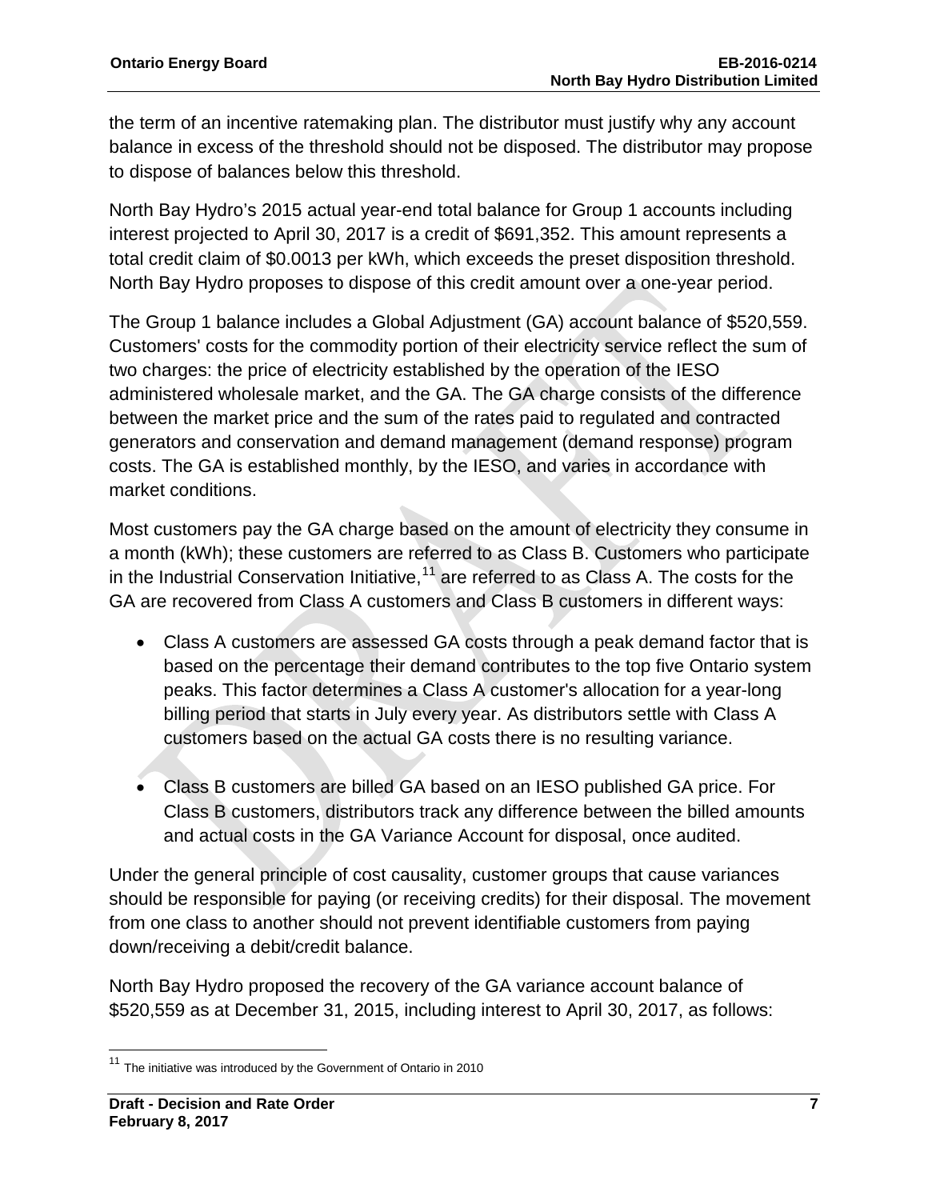the term of an incentive ratemaking plan. The distributor must justify why any account balance in excess of the threshold should not be disposed. The distributor may propose to dispose of balances below this threshold.

North Bay Hydro's 2015 actual year-end total balance for Group 1 accounts including interest projected to April 30, 2017 is a credit of $691,352. This amount represents a total credit claim of $0.0013 per kWh, which exceeds the preset disposition threshold. North Bay Hydro proposes to dispose of this credit amount over a one-year period.

The Group 1 balance includes a Global Adjustment (GA) account balance of $520,559. Customers' costs for the commodity portion of their electricity service reflect the sum of two charges: the price of electricity established by the operation of the IESO administered wholesale market, and the GA. The GA charge consists of the difference between the market price and the sum of the rates paid to regulated and contracted generators and conservation and demand management (demand response) program costs. The GA is established monthly, by the IESO, and varies in accordance with market conditions.

Most customers pay the GA charge based on the amount of electricity they consume in a month (kWh); these customers are referred to as Class B. Customers who participate in the Industrial Conservation Initiative,[11] are referred to as Class A. The costs for the GA are recovered from Class A customers and Class B customers in different ways:

- Class A customers are assessed GA costs through a peak demand factor that is based on the percentage their demand contributes to the top five Ontario system peaks. This factor determines a Class A customer's allocation for a year-long billing period that starts in July every year. As distributors settle with Class A customers based on the actual GA costs there is no resulting variance.

- Class B customers are billed GA based on an IESO published GA price. For Class B customers, distributors track any difference between the billed amounts and actual costs in the GA Variance Account for disposal, once audited.

Under the general principle of cost causality, customer groups that cause variances should be responsible for paying (or receiving credits) for their disposal. The movement from one class to another should not prevent identifiable customers from paying down/receiving a debit/credit balance.

North Bay Hydro proposed the recovery of the GA variance account balance of $520,559 as at December 31, 2015, including interest to April 30, 2017, as follows:

[11] The initiative was introduced by the Government of Ontario in 2010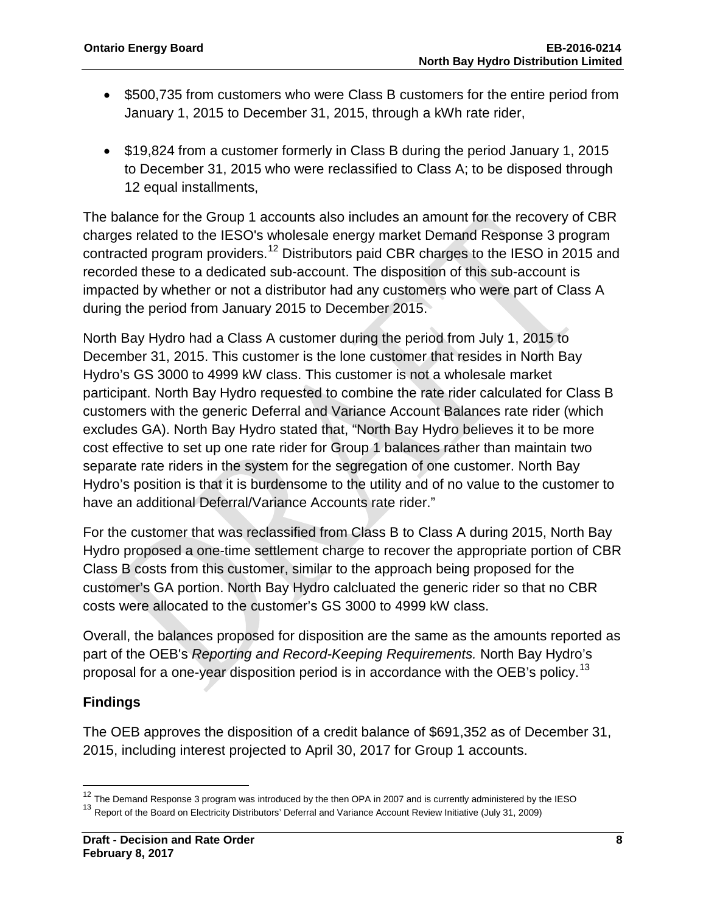- $500,735 from customers who were Class B customers for the entire period from January 1, 2015 to December 31, 2015, through a kWh rate rider,
- $19,824 from a customer formerly in Class B during the period January 1, 2015 to December 31, 2015 who were reclassified to Class A; to be disposed through 12 equal installments,

The balance for the Group 1 accounts also includes an amount for the recovery of CBR charges related to the IESO's wholesale energy market Demand Response 3 program contracted program providers.[12] Distributors paid CBR charges to the IESO in 2015 and recorded these to a dedicated sub-account. The disposition of this sub-account is impacted by whether or not a distributor had any customers who were part of Class A during the period from January 2015 to December 2015.

North Bay Hydro had a Class A customer during the period from July 1, 2015 to December 31, 2015. This customer is the lone customer that resides in North Bay Hydro's GS 3000 to 4999 kW class. This customer is not a wholesale market participant. North Bay Hydro requested to combine the rate rider calculated for Class B customers with the generic Deferral and Variance Account Balances rate rider (which excludes GA). North Bay Hydro stated that, "North Bay Hydro believes it to be more cost effective to set up one rate rider for Group 1 balances rather than maintain two separate rate riders in the system for the segregation of one customer. North Bay Hydro's position is that it is burdensome to the utility and of no value to the customer to have an additional Deferral/Variance Accounts rate rider."

For the customer that was reclassified from Class B to Class A during 2015, North Bay Hydro proposed a one-time settlement charge to recover the appropriate portion of CBR Class B costs from this customer, similar to the approach being proposed for the customer's GA portion. North Bay Hydro calcluated the generic rider so that no CBR costs were allocated to the customer's GS 3000 to 4999 kW class.

Overall, the balances proposed for disposition are the same as the amounts reported as part of the OEB's *Reporting and Record-Keeping Requirements.* North Bay Hydro's proposal for a one-year disposition period is in accordance with the OEB's policy.[13]

## Findings

The OEB approves the disposition of a credit balance of $691,352 as of December 31, 2015, including interest projected to April 30, 2017 for Group 1 accounts.

---

[12] The Demand Response 3 program was introduced by the then OPA in 2007 and is currently administered by the IESO

[13] Report of the Board on Electricity Distributors' Deferral and Variance Account Review Initiative (July 31, 2009)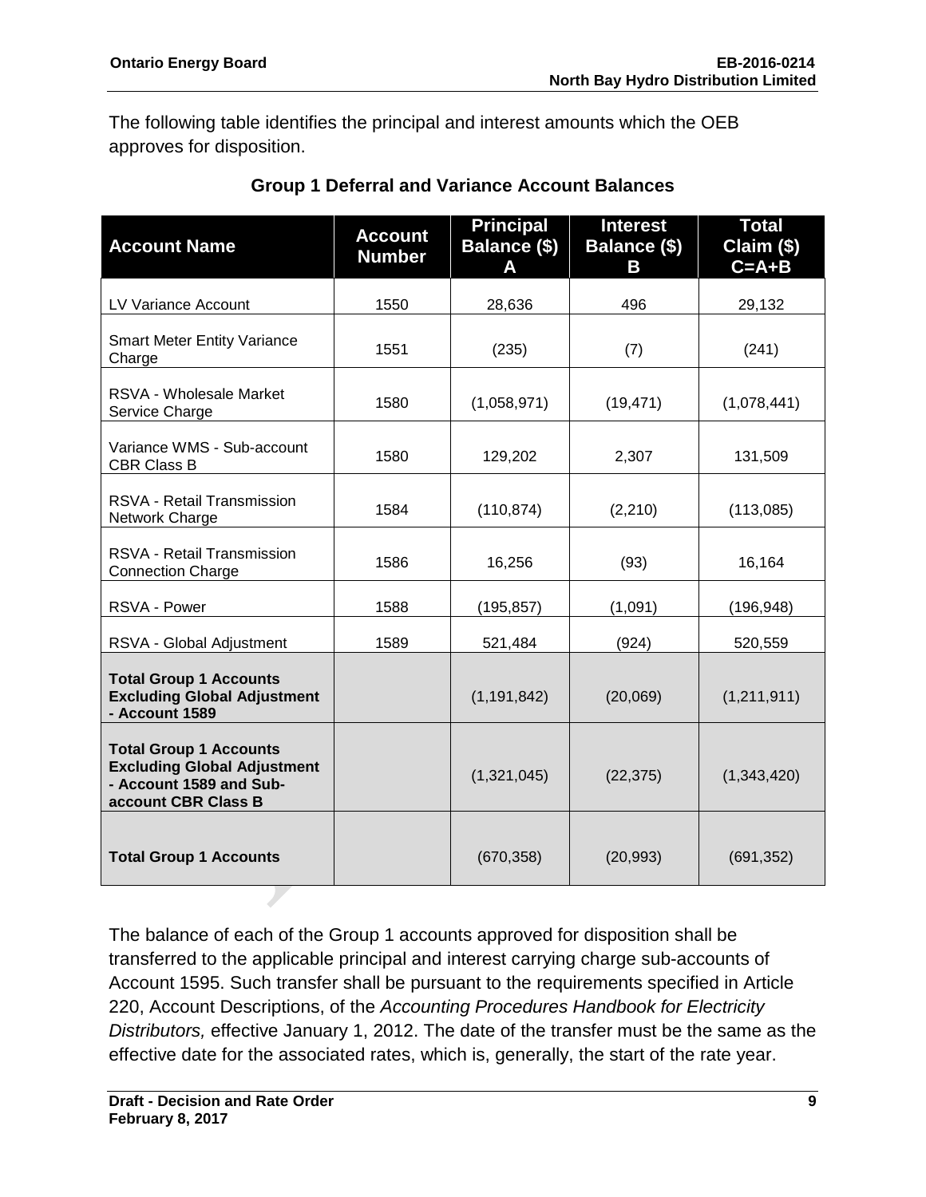The following table identifies the principal and interest amounts which the OEB approves for disposition.

**Group 1 Deferral and Variance Account Balances**

| Account Name | Account Number | Principal Balance ($) A | Interest Balance ($) B | Total Claim ($) C=A+B |
|---|---|---|---|---|
| LV Variance Account | 1550 | 28,636 | 496 | 29,132 |
| Smart Meter Entity Variance Charge | 1551 | (235) | (7) | (241) |
| RSVA - Wholesale Market Service Charge | 1580 | (1,058,971) | (19,471) | (1,078,441) |
| Variance WMS - Sub-account CBR Class B | 1580 | 129,202 | 2,307 | 131,509 |
| RSVA - Retail Transmission Network Charge | 1584 | (110,874) | (2,210) | (113,085) |
| RSVA - Retail Transmission Connection Charge | 1586 | 16,256 | (93) | 16,164 |
| RSVA - Power | 1588 | (195,857) | (1,091) | (196,948) |
| RSVA - Global Adjustment | 1589 | 521,484 | (924) | 520,559 |
| **Total Group 1 Accounts Excluding Global Adjustment - Account 1589** | | (1,191,842) | (20,069) | (1,211,911) |
| **Total Group 1 Accounts Excluding Global Adjustment - Account 1589 and Sub-account CBR Class B** | | (1,321,045) | (22,375) | (1,343,420) |
| **Total Group 1 Accounts** | | (670,358) | (20,993) | (691,352) |

The balance of each of the Group 1 accounts approved for disposition shall be transferred to the applicable principal and interest carrying charge sub-accounts of Account 1595. Such transfer shall be pursuant to the requirements specified in Article 220, Account Descriptions, of the *Accounting Procedures Handbook for Electricity Distributors,* effective January 1, 2012. The date of the transfer must be the same as the effective date for the associated rates, which is, generally, the start of the rate year.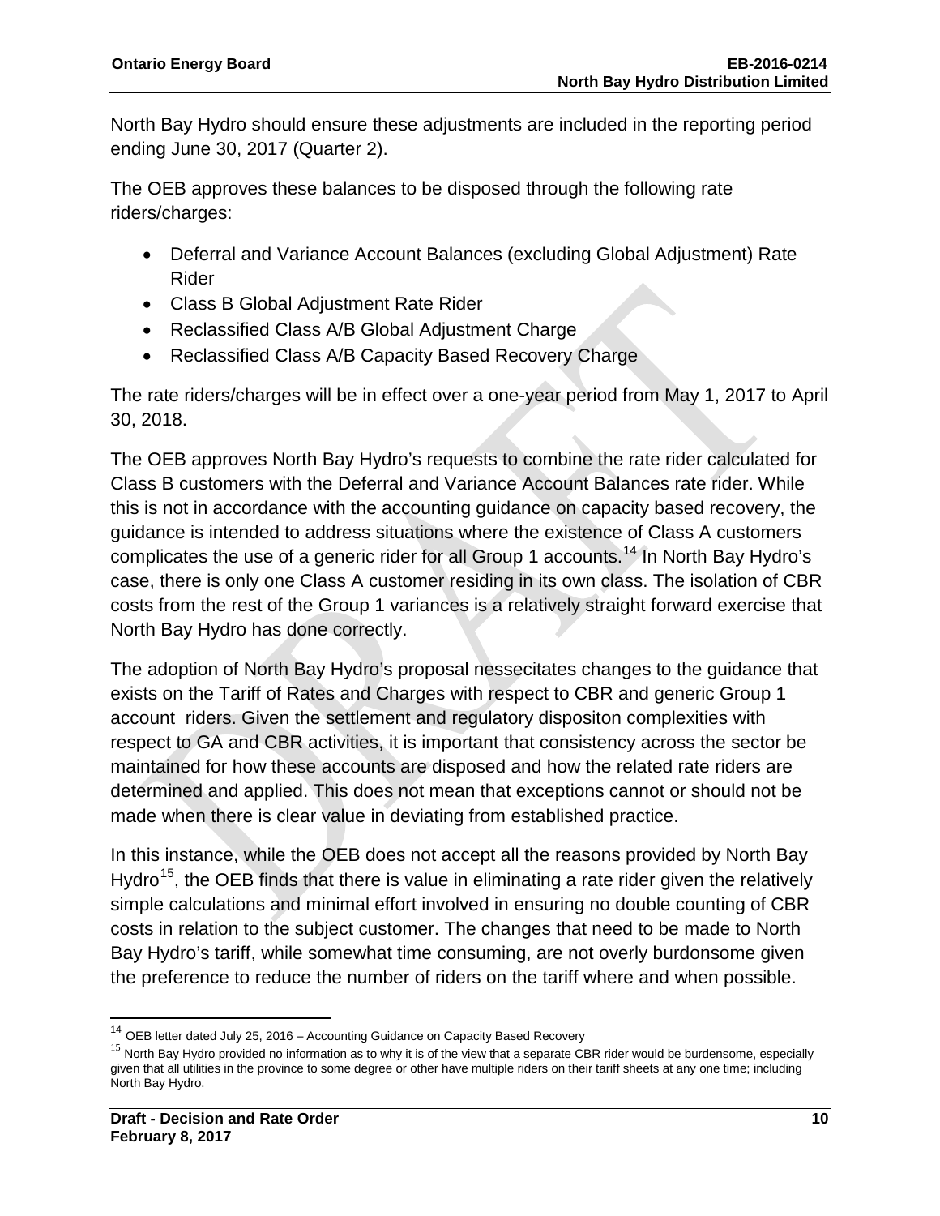North Bay Hydro should ensure these adjustments are included in the reporting period ending June 30, 2017 (Quarter 2).

The OEB approves these balances to be disposed through the following rate riders/charges:

- Deferral and Variance Account Balances (excluding Global Adjustment) Rate Rider
- Class B Global Adjustment Rate Rider
- Reclassified Class A/B Global Adjustment Charge
- Reclassified Class A/B Capacity Based Recovery Charge

The rate riders/charges will be in effect over a one-year period from May 1, 2017 to April 30, 2018.

The OEB approves North Bay Hydro's requests to combine the rate rider calculated for Class B customers with the Deferral and Variance Account Balances rate rider. While this is not in accordance with the accounting guidance on capacity based recovery, the guidance is intended to address situations where the existence of Class A customers complicates the use of a generic rider for all Group 1 accounts.[14] In North Bay Hydro's case, there is only one Class A customer residing in its own class. The isolation of CBR costs from the rest of the Group 1 variances is a relatively straight forward exercise that North Bay Hydro has done correctly.

The adoption of North Bay Hydro's proposal nessecitates changes to the guidance that exists on the Tariff of Rates and Charges with respect to CBR and generic Group 1 account riders. Given the settlement and regulatory dispositon complexities with respect to GA and CBR activities, it is important that consistency across the sector be maintained for how these accounts are disposed and how the related rate riders are determined and applied. This does not mean that exceptions cannot or should not be made when there is clear value in deviating from established practice.

In this instance, while the OEB does not accept all the reasons provided by North Bay Hydro[15], the OEB finds that there is value in eliminating a rate rider given the relatively simple calculations and minimal effort involved in ensuring no double counting of CBR costs in relation to the subject customer. The changes that need to be made to North Bay Hydro's tariff, while somewhat time consuming, are not overly burdonsome given the preference to reduce the number of riders on the tariff where and when possible.

---

[14] OEB letter dated July 25, 2016 – Accounting Guidance on Capacity Based Recovery

[15] North Bay Hydro provided no information as to why it is of the view that a separate CBR rider would be burdensome, especially given that all utilities in the province to some degree or other have multiple riders on their tariff sheets at any one time; including North Bay Hydro.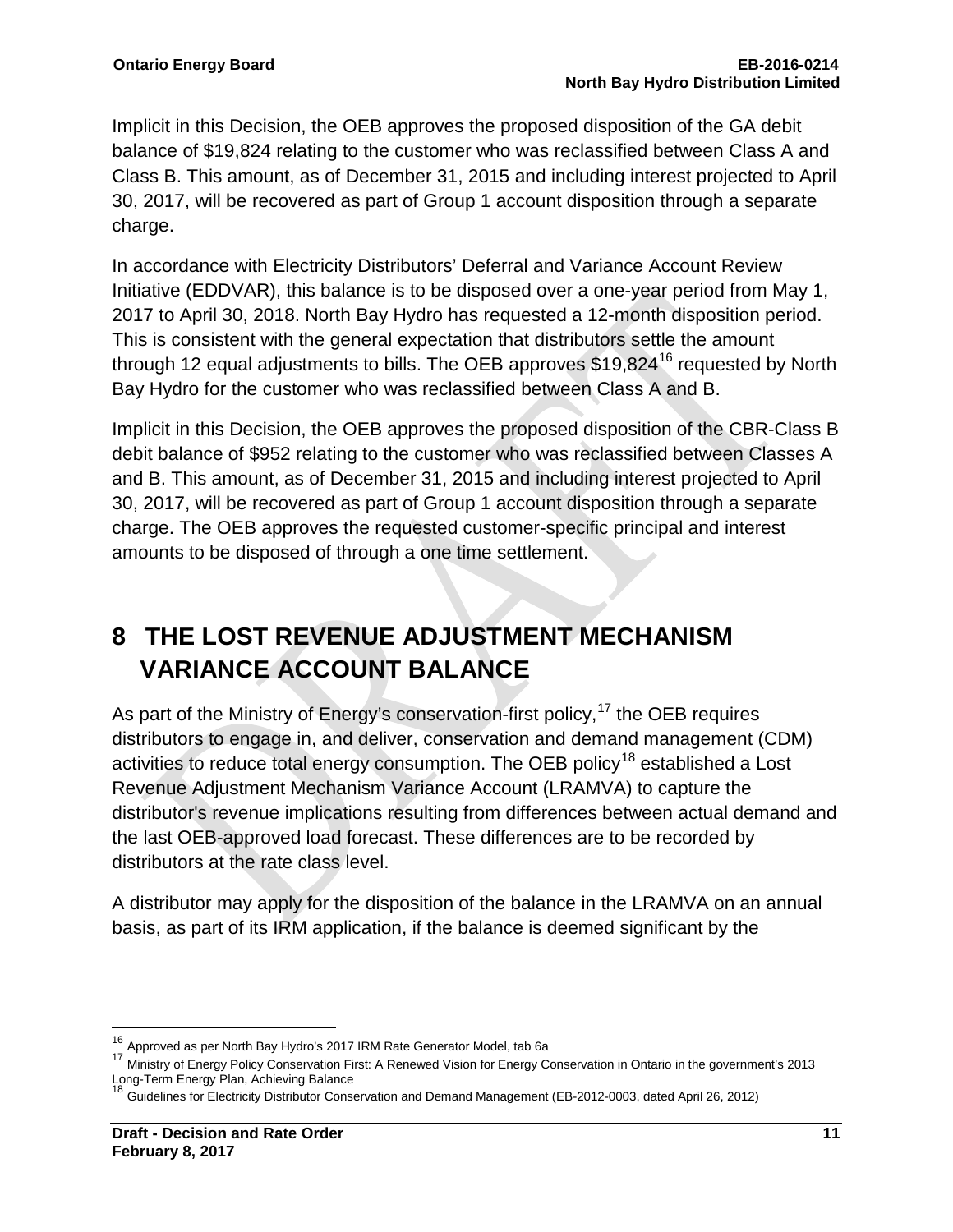Implicit in this Decision, the OEB approves the proposed disposition of the GA debit balance of $19,824 relating to the customer who was reclassified between Class A and Class B. This amount, as of December 31, 2015 and including interest projected to April 30, 2017, will be recovered as part of Group 1 account disposition through a separate charge.

In accordance with Electricity Distributors' Deferral and Variance Account Review Initiative (EDDVAR), this balance is to be disposed over a one-year period from May 1, 2017 to April 30, 2018. North Bay Hydro has requested a 12-month disposition period. This is consistent with the general expectation that distributors settle the amount through 12 equal adjustments to bills. The OEB approves $19,824[16] requested by North Bay Hydro for the customer who was reclassified between Class A and B.

Implicit in this Decision, the OEB approves the proposed disposition of the CBR-Class B debit balance of $952 relating to the customer who was reclassified between Classes A and B. This amount, as of December 31, 2015 and including interest projected to April 30, 2017, will be recovered as part of Group 1 account disposition through a separate charge. The OEB approves the requested customer-specific principal and interest amounts to be disposed of through a one time settlement.

# 8 THE LOST REVENUE ADJUSTMENT MECHANISM VARIANCE ACCOUNT BALANCE

As part of the Ministry of Energy's conservation-first policy,[17] the OEB requires distributors to engage in, and deliver, conservation and demand management (CDM) activities to reduce total energy consumption. The OEB policy[18] established a Lost Revenue Adjustment Mechanism Variance Account (LRAMVA) to capture the distributor's revenue implications resulting from differences between actual demand and the last OEB-approved load forecast. These differences are to be recorded by distributors at the rate class level.

A distributor may apply for the disposition of the balance in the LRAMVA on an annual basis, as part of its IRM application, if the balance is deemed significant by the

---

[16] Approved as per North Bay Hydro's 2017 IRM Rate Generator Model, tab 6a

[17] Ministry of Energy Policy Conservation First: A Renewed Vision for Energy Conservation in Ontario in the government's 2013 Long-Term Energy Plan, Achieving Balance

[18] Guidelines for Electricity Distributor Conservation and Demand Management (EB-2012-0003, dated April 26, 2012)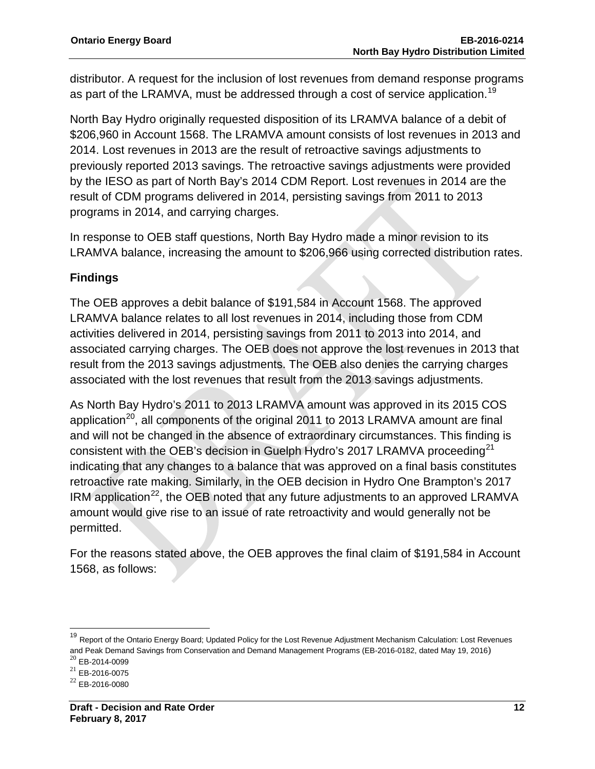distributor. A request for the inclusion of lost revenues from demand response programs as part of the LRAMVA, must be addressed through a cost of service application.[19]

North Bay Hydro originally requested disposition of its LRAMVA balance of a debit of $206,960 in Account 1568. The LRAMVA amount consists of lost revenues in 2013 and 2014. Lost revenues in 2013 are the result of retroactive savings adjustments to previously reported 2013 savings. The retroactive savings adjustments were provided by the IESO as part of North Bay's 2014 CDM Report. Lost revenues in 2014 are the result of CDM programs delivered in 2014, persisting savings from 2011 to 2013 programs in 2014, and carrying charges.

In response to OEB staff questions, North Bay Hydro made a minor revision to its LRAMVA balance, increasing the amount to $206,966 using corrected distribution rates.

### Findings

The OEB approves a debit balance of $191,584 in Account 1568. The approved LRAMVA balance relates to all lost revenues in 2014, including those from CDM activities delivered in 2014, persisting savings from 2011 to 2013 into 2014, and associated carrying charges. The OEB does not approve the lost revenues in 2013 that result from the 2013 savings adjustments. The OEB also denies the carrying charges associated with the lost revenues that result from the 2013 savings adjustments.

As North Bay Hydro's 2011 to 2013 LRAMVA amount was approved in its 2015 COS application[20], all components of the original 2011 to 2013 LRAMVA amount are final and will not be changed in the absence of extraordinary circumstances. This finding is consistent with the OEB's decision in Guelph Hydro's 2017 LRAMVA proceeding[21] indicating that any changes to a balance that was approved on a final basis constitutes retroactive rate making. Similarly, in the OEB decision in Hydro One Brampton's 2017 IRM application[22], the OEB noted that any future adjustments to an approved LRAMVA amount would give rise to an issue of rate retroactivity and would generally not be permitted.

For the reasons stated above, the OEB approves the final claim of $191,584 in Account 1568, as follows:

---

[19] Report of the Ontario Energy Board; Updated Policy for the Lost Revenue Adjustment Mechanism Calculation: Lost Revenues and Peak Demand Savings from Conservation and Demand Management Programs (EB-2016-0182, dated May 19, 2016)

[20] EB-2014-0099

[21] EB-2016-0075

[22] EB-2016-0080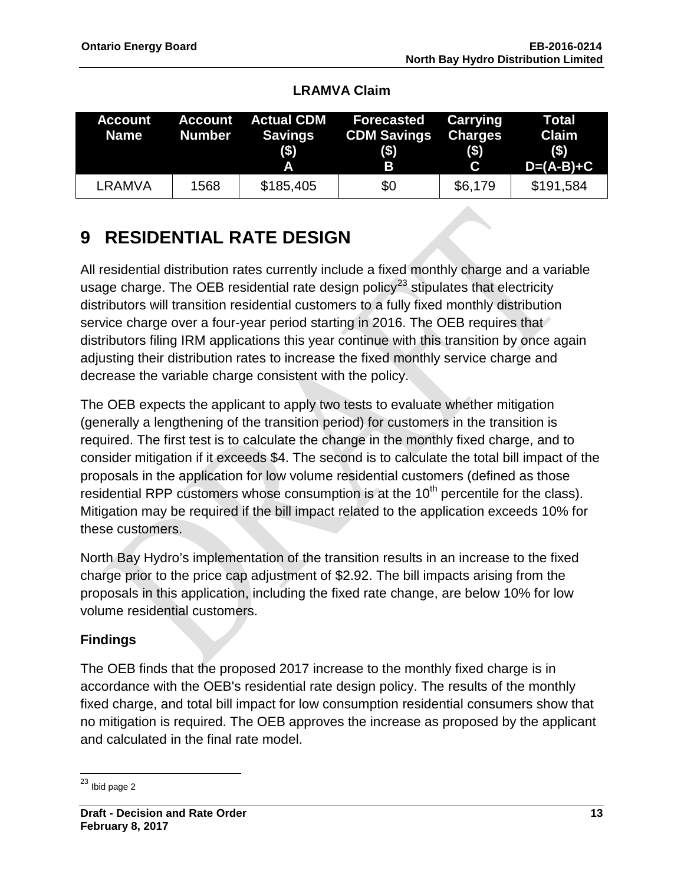**LRAMVA Claim**

| Account Name | Account Number | Actual CDM Savings ($) A | Forecasted CDM Savings ($) B | Carrying Charges ($) C | Total Claim ($) D=(A-B)+C |
|---|---|---|---|---|---|
| LRAMVA | 1568 | $185,405 | $0 | $6,179 | $191,584 |

# 9 RESIDENTIAL RATE DESIGN

All residential distribution rates currently include a fixed monthly charge and a variable usage charge. The OEB residential rate design policy[23] stipulates that electricity distributors will transition residential customers to a fully fixed monthly distribution service charge over a four-year period starting in 2016. The OEB requires that distributors filing IRM applications this year continue with this transition by once again adjusting their distribution rates to increase the fixed monthly service charge and decrease the variable charge consistent with the policy.

The OEB expects the applicant to apply two tests to evaluate whether mitigation (generally a lengthening of the transition period) for customers in the transition is required. The first test is to calculate the change in the monthly fixed charge, and to consider mitigation if it exceeds $4. The second is to calculate the total bill impact of the proposals in the application for low volume residential customers (defined as those residential RPP customers whose consumption is at the 10th percentile for the class). Mitigation may be required if the bill impact related to the application exceeds 10% for these customers.

North Bay Hydro's implementation of the transition results in an increase to the fixed charge prior to the price cap adjustment of $2.92. The bill impacts arising from the proposals in this application, including the fixed rate change, are below 10% for low volume residential customers.

### Findings

The OEB finds that the proposed 2017 increase to the monthly fixed charge is in accordance with the OEB's residential rate design policy. The results of the monthly fixed charge, and total bill impact for low consumption residential consumers show that no mitigation is required. The OEB approves the increase as proposed by the applicant and calculated in the final rate model.

[23] Ibid page 2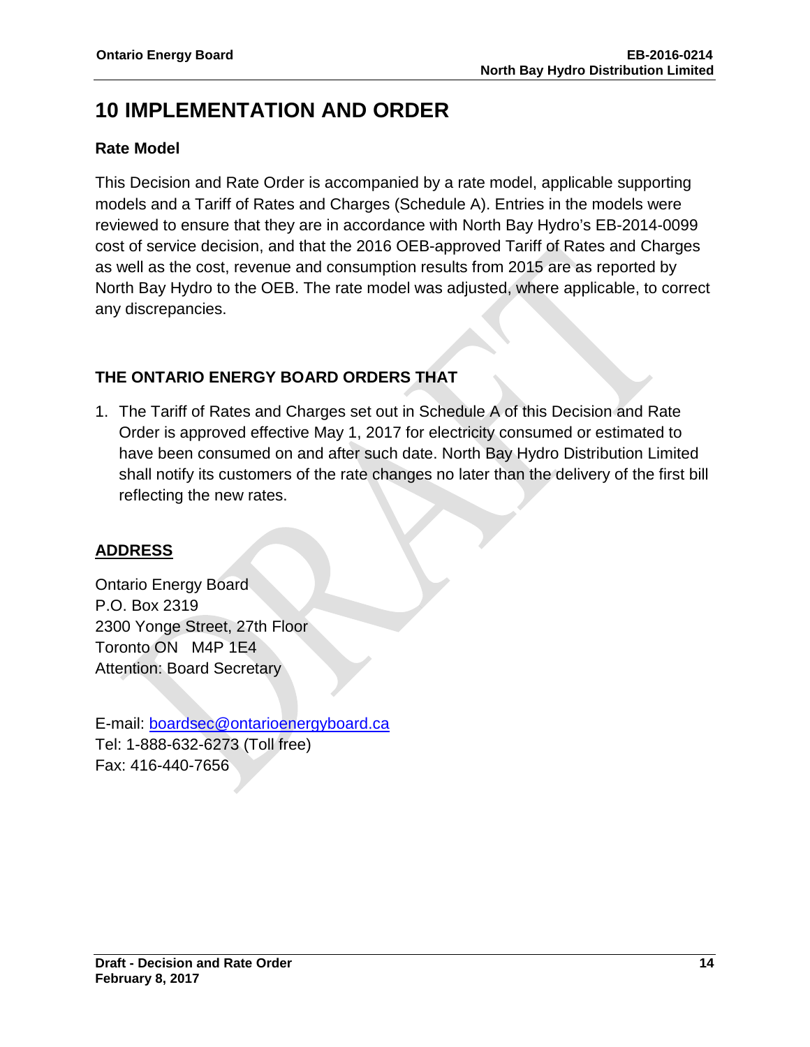# 10 IMPLEMENTATION AND ORDER

## Rate Model

This Decision and Rate Order is accompanied by a rate model, applicable supporting models and a Tariff of Rates and Charges (Schedule A). Entries in the models were reviewed to ensure that they are in accordance with North Bay Hydro's EB-2014-0099 cost of service decision, and that the 2016 OEB-approved Tariff of Rates and Charges as well as the cost, revenue and consumption results from 2015 are as reported by North Bay Hydro to the OEB. The rate model was adjusted, where applicable, to correct any discrepancies.

## THE ONTARIO ENERGY BOARD ORDERS THAT

1. The Tariff of Rates and Charges set out in Schedule A of this Decision and Rate Order is approved effective May 1, 2017 for electricity consumed or estimated to have been consumed on and after such date. North Bay Hydro Distribution Limited shall notify its customers of the rate changes no later than the delivery of the first bill reflecting the new rates.

## ADDRESS

Ontario Energy Board
P.O. Box 2319
2300 Yonge Street, 27th Floor
Toronto ON M4P 1E4
Attention: Board Secretary

E-mail: boardsec@ontarioenergyboard.ca
Tel: 1-888-632-6273 (Toll free)
Fax: 416-440-7656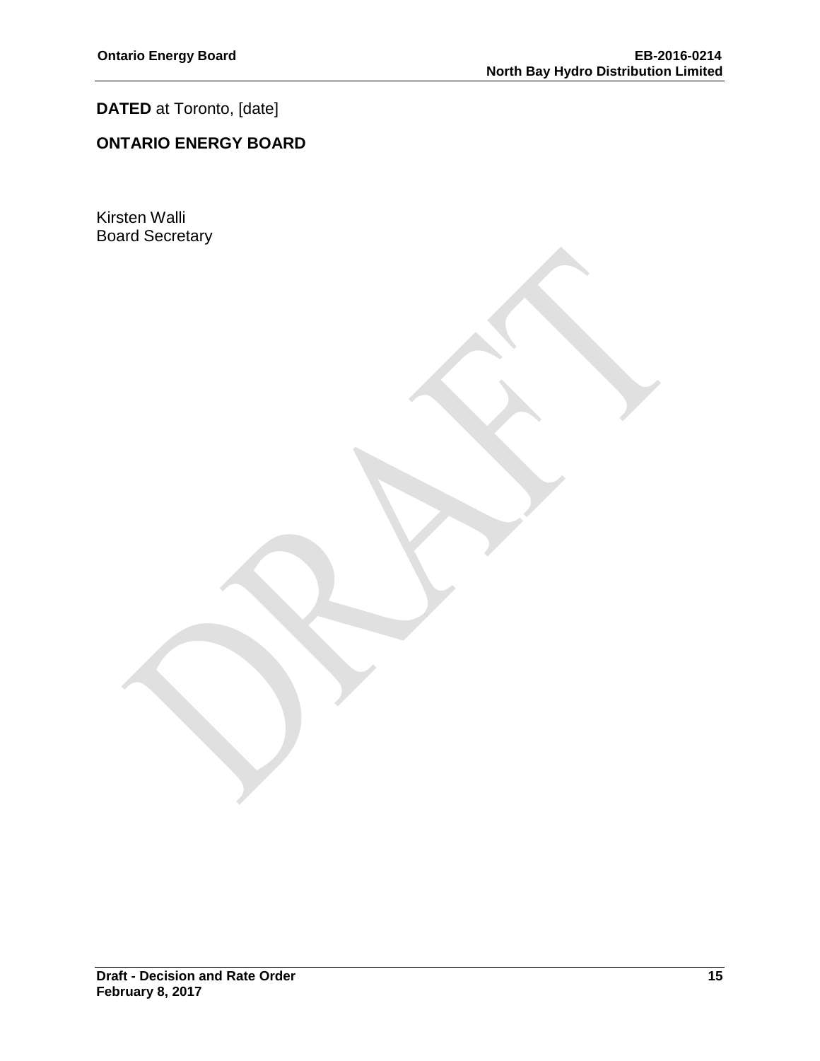**DATED** at Toronto, [date]

**ONTARIO ENERGY BOARD**

Kirsten Walli
Board Secretary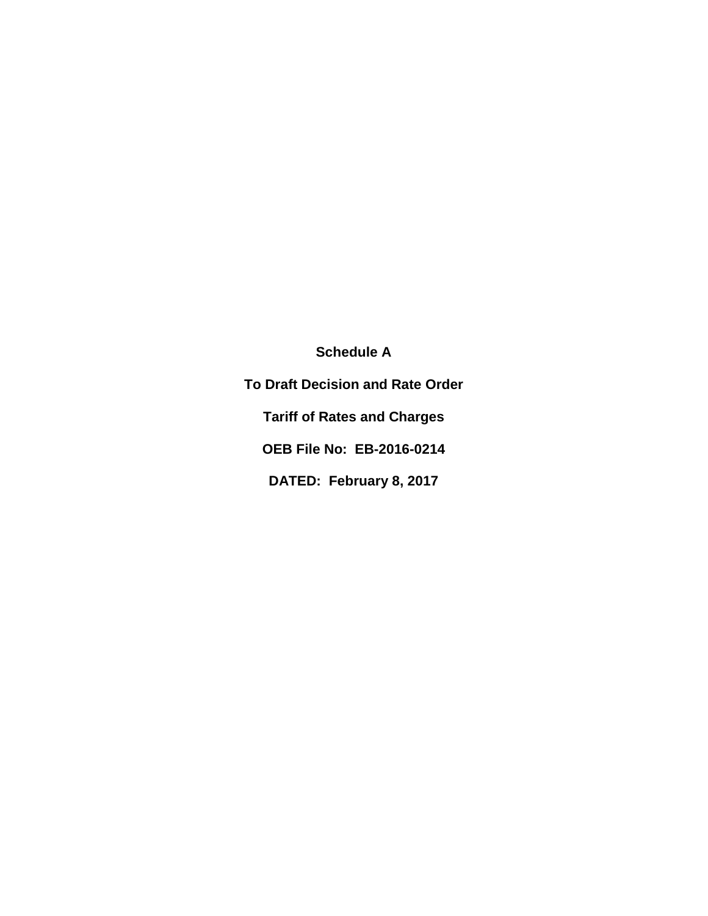**Schedule A**

**To Draft Decision and Rate Order**

**Tariff of Rates and Charges**

**OEB File No: EB-2016-0214**

**DATED: February 8, 2017**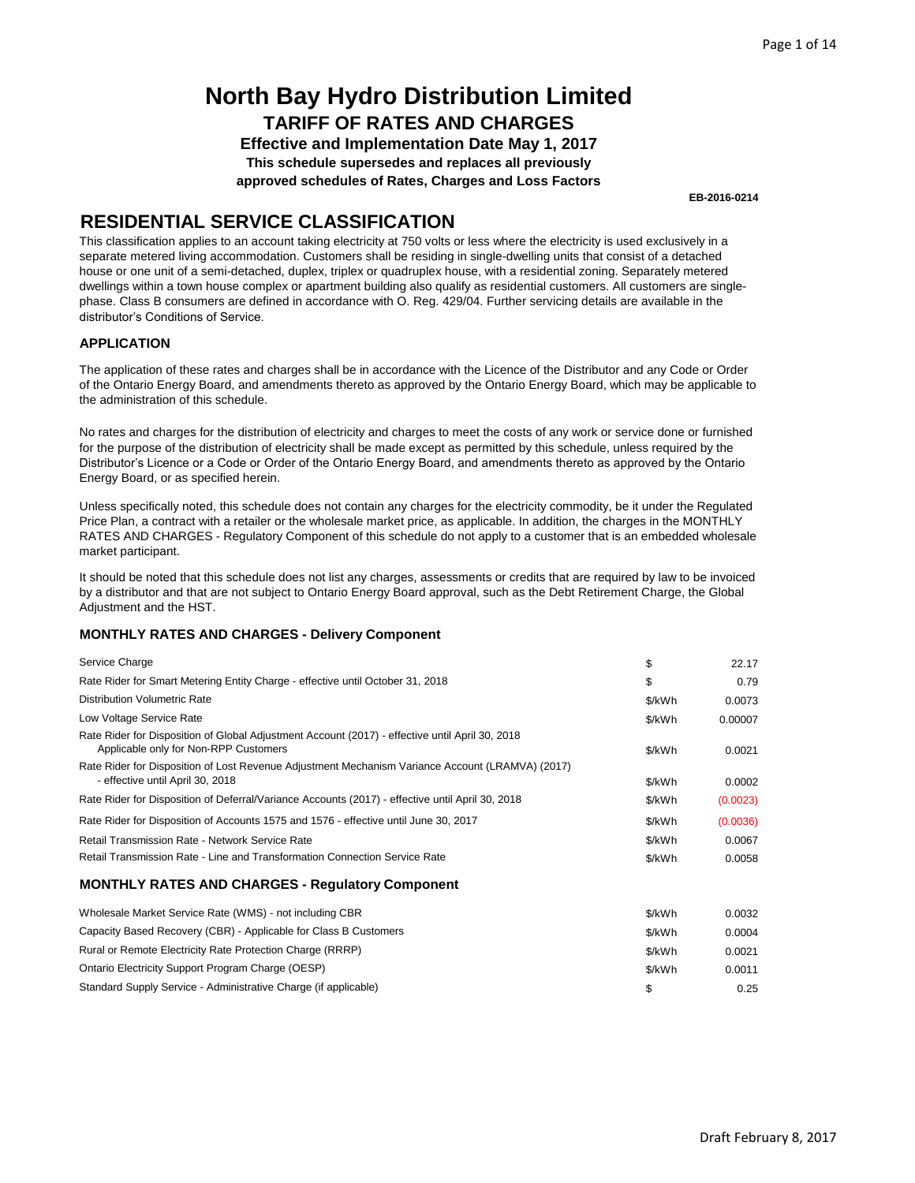# North Bay Hydro Distribution Limited

## TARIFF OF RATES AND CHARGES

**Effective and Implementation Date May 1, 2017**

**This schedule supersedes and replaces all previously approved schedules of Rates, Charges and Loss Factors**

**EB-2016-0214**

# RESIDENTIAL SERVICE CLASSIFICATION

This classification applies to an account taking electricity at 750 volts or less where the electricity is used exclusively in a separate metered living accommodation. Customers shall be residing in single-dwelling units that consist of a detached house or one unit of a semi-detached, duplex, triplex or quadruplex house, with a residential zoning. Separately metered dwellings within a town house complex or apartment building also qualify as residential customers. All customers are single-phase. Class B consumers are defined in accordance with O. Reg. 429/04. Further servicing details are available in the distributor's Conditions of Service.

### APPLICATION

The application of these rates and charges shall be in accordance with the Licence of the Distributor and any Code or Order of the Ontario Energy Board, and amendments thereto as approved by the Ontario Energy Board, which may be applicable to the administration of this schedule.

No rates and charges for the distribution of electricity and charges to meet the costs of any work or service done or furnished for the purpose of the distribution of electricity shall be made except as permitted by this schedule, unless required by the Distributor's Licence or a Code or Order of the Ontario Energy Board, and amendments thereto as approved by the Ontario Energy Board, or as specified herein.

Unless specifically noted, this schedule does not contain any charges for the electricity commodity, be it under the Regulated Price Plan, a contract with a retailer or the wholesale market price, as applicable. In addition, the charges in the MONTHLY RATES AND CHARGES - Regulatory Component of this schedule do not apply to a customer that is an embedded wholesale market participant.

It should be noted that this schedule does not list any charges, assessments or credits that are required by law to be invoiced by a distributor and that are not subject to Ontario Energy Board approval, such as the Debt Retirement Charge, the Global Adjustment and the HST.

### MONTHLY RATES AND CHARGES - Delivery Component

| | | |
|---|---|---|
| Service Charge | $ | 22.17 |
| Rate Rider for Smart Metering Entity Charge - effective until October 31, 2018 | $ | 0.79 |
| Distribution Volumetric Rate | $/kWh | 0.0073 |
| Low Voltage Service Rate | $/kWh | 0.00007 |
| Rate Rider for Disposition of Global Adjustment Account (2017) - effective until April 30, 2018 Applicable only for Non-RPP Customers | $/kWh | 0.0021 |
| Rate Rider for Disposition of Lost Revenue Adjustment Mechanism Variance Account (LRAMVA) (2017) - effective until April 30, 2018 | $/kWh | 0.0002 |
| Rate Rider for Disposition of Deferral/Variance Accounts (2017) - effective until April 30, 2018 | $/kWh | (0.0023) |
| Rate Rider for Disposition of Accounts 1575 and 1576 - effective until June 30, 2017 | $/kWh | (0.0036) |
| Retail Transmission Rate - Network Service Rate | $/kWh | 0.0067 |
| Retail Transmission Rate - Line and Transformation Connection Service Rate | $/kWh | 0.0058 |

### MONTHLY RATES AND CHARGES - Regulatory Component

| | | |
|---|---|---|
| Wholesale Market Service Rate (WMS) - not including CBR | $/kWh | 0.0032 |
| Capacity Based Recovery (CBR) - Applicable for Class B Customers | $/kWh | 0.0004 |
| Rural or Remote Electricity Rate Protection Charge (RRRP) | $/kWh | 0.0021 |
| Ontario Electricity Support Program Charge (OESP) | $/kWh | 0.0011 |
| Standard Supply Service - Administrative Charge (if applicable) | $ | 0.25 |

Draft February 8, 2017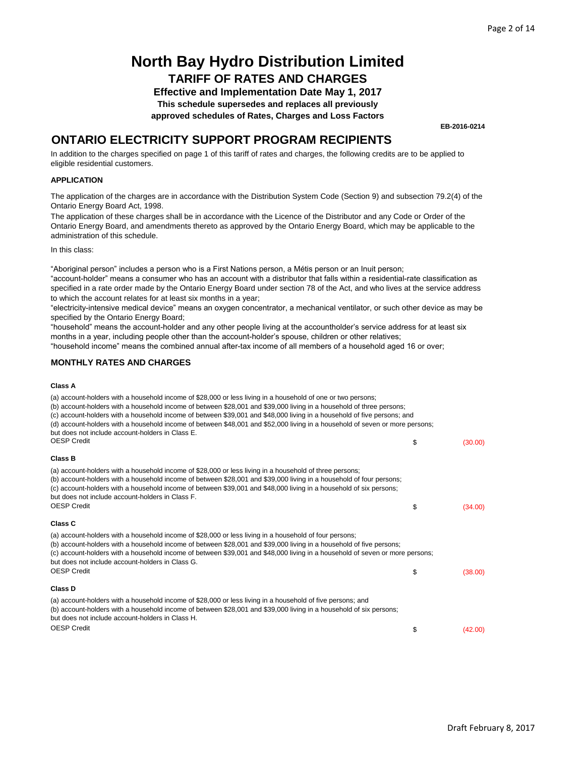# North Bay Hydro Distribution Limited

## TARIFF OF RATES AND CHARGES

**Effective and Implementation Date May 1, 2017**

**This schedule supersedes and replaces all previously approved schedules of Rates, Charges and Loss Factors**

**EB-2016-0214**

## ONTARIO ELECTRICITY SUPPORT PROGRAM RECIPIENTS

In addition to the charges specified on page 1 of this tariff of rates and charges, the following credits are to be applied to eligible residential customers.

### APPLICATION

The application of the charges are in accordance with the Distribution System Code (Section 9) and subsection 79.2(4) of the Ontario Energy Board Act, 1998.

The application of these charges shall be in accordance with the Licence of the Distributor and any Code or Order of the Ontario Energy Board, and amendments thereto as approved by the Ontario Energy Board, which may be applicable to the administration of this schedule.

In this class:

"Aboriginal person" includes a person who is a First Nations person, a Métis person or an Inuit person;
"account-holder" means a consumer who has an account with a distributor that falls within a residential-rate classification as specified in a rate order made by the Ontario Energy Board under section 78 of the Act, and who lives at the service address to which the account relates for at least six months in a year;
"electricity-intensive medical device" means an oxygen concentrator, a mechanical ventilator, or such other device as may be specified by the Ontario Energy Board;
"household" means the account-holder and any other people living at the accountholder's service address for at least six months in a year, including people other than the account-holder's spouse, children or other relatives;
"household income" means the combined annual after-tax income of all members of a household aged 16 or over;

### MONTHLY RATES AND CHARGES

**Class A**

(a) account-holders with a household income of $28,000 or less living in a household of one or two persons;
(b) account-holders with a household income of between $28,001 and $39,000 living in a household of three persons;
(c) account-holders with a household income of between $39,001 and $48,000 living in a household of five persons; and
(d) account-holders with a household income of between $48,001 and $52,000 living in a household of seven or more persons;
but does not include account-holders in Class E.

| | | |
|---|---|---|
| OESP Credit | $ | (30.00) |

**Class B**

(a) account-holders with a household income of $28,000 or less living in a household of three persons;
(b) account-holders with a household income of between $28,001 and $39,000 living in a household of four persons;
(c) account-holders with a household income of between $39,001 and $48,000 living in a household of six persons;
but does not include account-holders in Class F.

| | | |
|---|---|---|
| OESP Credit | $ | (34.00) |

**Class C**

(a) account-holders with a household income of $28,000 or less living in a household of four persons;
(b) account-holders with a household income of between $28,001 and $39,000 living in a household of five persons;
(c) account-holders with a household income of between $39,001 and $48,000 living in a household of seven or more persons;
but does not include account-holders in Class G.

| | | |
|---|---|---|
| OESP Credit | $ | (38.00) |

**Class D**

(a) account-holders with a household income of $28,000 or less living in a household of five persons; and
(b) account-holders with a household income of between $28,001 and $39,000 living in a household of six persons;
but does not include account-holders in Class H.

| | | |
|---|---|---|
| OESP Credit | $ | (42.00) |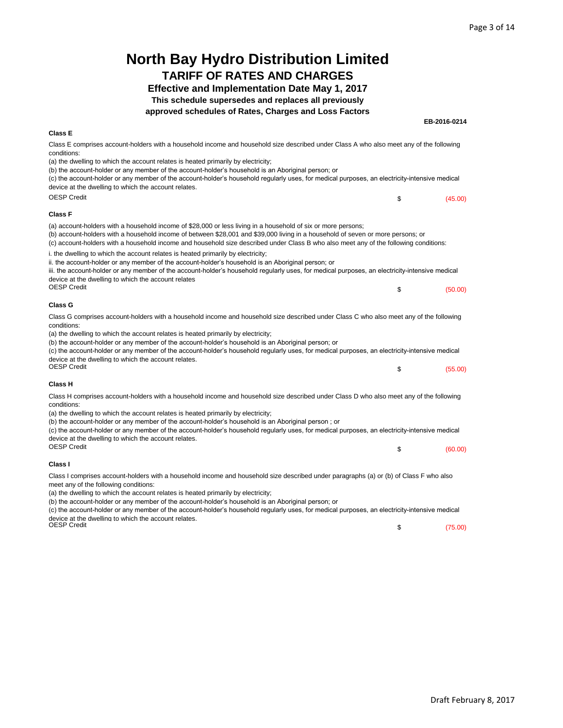# North Bay Hydro Distribution Limited

## TARIFF OF RATES AND CHARGES

### Effective and Implementation Date May 1, 2017

**This schedule supersedes and replaces all previously approved schedules of Rates, Charges and Loss Factors**

**EB-2016-0214**

**Class E**

Class E comprises account-holders with a household income and household size described under Class A who also meet any of the following conditions:

(a) the dwelling to which the account relates is heated primarily by electricity;
(b) the account-holder or any member of the account-holder's household is an Aboriginal person; or
(c) the account-holder or any member of the account-holder's household regularly uses, for medical purposes, an electricity-intensive medical device at the dwelling to which the account relates.

| | | |
|---|---|---|
| OESP Credit | $ | (45.00) |

**Class F**

(a) account-holders with a household income of $28,000 or less living in a household of six or more persons;
(b) account-holders with a household income of between $28,001 and $39,000 living in a household of seven or more persons; or
(c) account-holders with a household income and household size described under Class B who also meet any of the following conditions:

i. the dwelling to which the account relates is heated primarily by electricity;
ii. the account-holder or any member of the account-holder's household is an Aboriginal person; or
iii. the account-holder or any member of the account-holder's household regularly uses, for medical purposes, an electricity-intensive medical device at the dwelling to which the account relates

| | | |
|---|---|---|
| OESP Credit | $ | (50.00) |

**Class G**

Class G comprises account-holders with a household income and household size described under Class C who also meet any of the following conditions:

(a) the dwelling to which the account relates is heated primarily by electricity;
(b) the account-holder or any member of the account-holder's household is an Aboriginal person; or
(c) the account-holder or any member of the account-holder's household regularly uses, for medical purposes, an electricity-intensive medical device at the dwelling to which the account relates.

| | | |
|---|---|---|
| OESP Credit | $ | (55.00) |

**Class H**

Class H comprises account-holders with a household income and household size described under Class D who also meet any of the following conditions:

(a) the dwelling to which the account relates is heated primarily by electricity;
(b) the account-holder or any member of the account-holder's household is an Aboriginal person ; or
(c) the account-holder or any member of the account-holder's household regularly uses, for medical purposes, an electricity-intensive medical device at the dwelling to which the account relates.

| | | |
|---|---|---|
| OESP Credit | $ | (60.00) |

**Class I**

Class I comprises account-holders with a household income and household size described under paragraphs (a) or (b) of Class F who also meet any of the following conditions:

(a) the dwelling to which the account relates is heated primarily by electricity;
(b) the account-holder or any member of the account-holder's household is an Aboriginal person; or
(c) the account-holder or any member of the account-holder's household regularly uses, for medical purposes, an electricity-intensive medical device at the dwelling to which the account relates.

| | | |
|---|---|---|
| OESP Credit | $ | (75.00) |

Draft February 8, 2017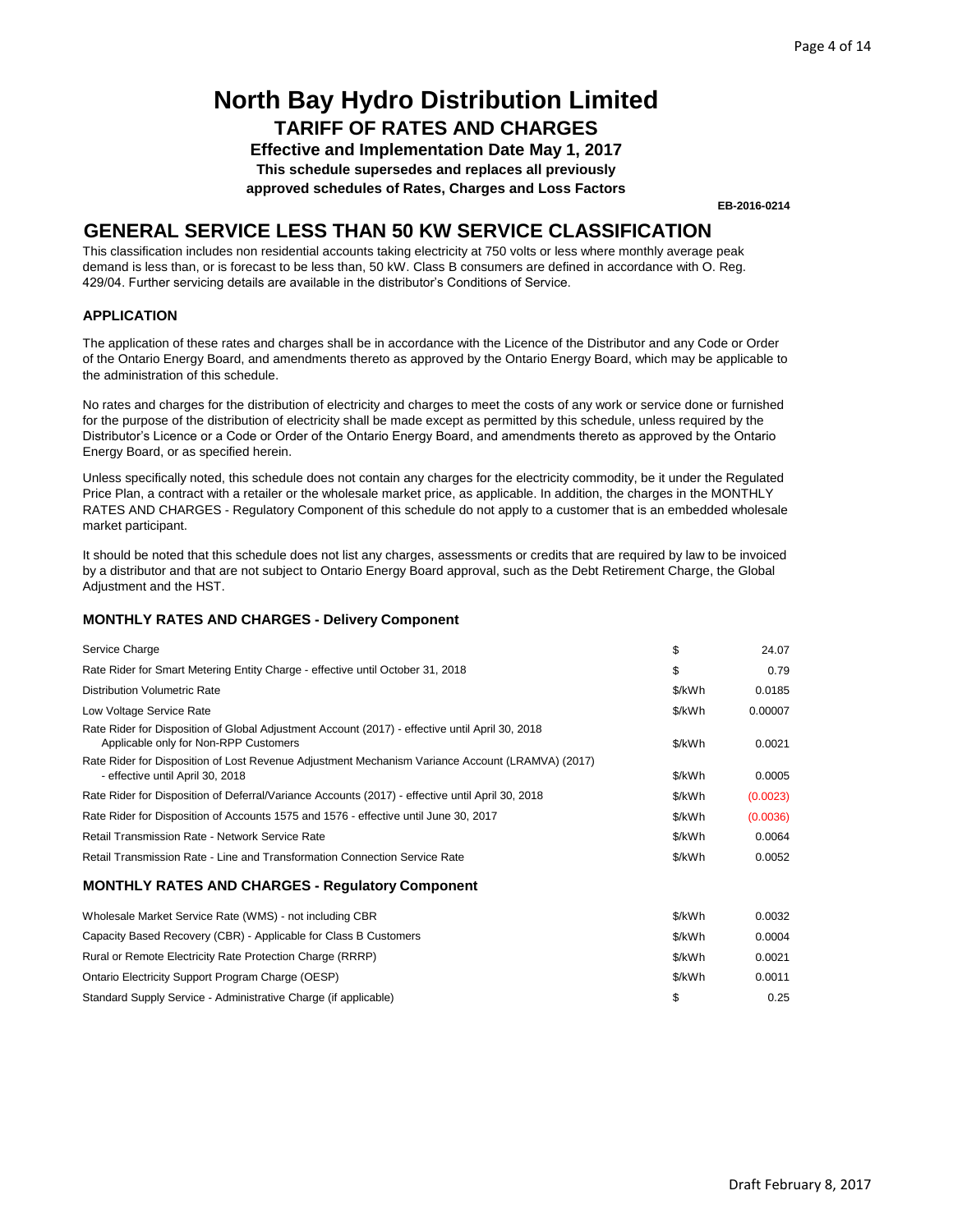# North Bay Hydro Distribution Limited

## TARIFF OF RATES AND CHARGES

**Effective and Implementation Date May 1, 2017**

**This schedule supersedes and replaces all previously approved schedules of Rates, Charges and Loss Factors**

**EB-2016-0214**

## GENERAL SERVICE LESS THAN 50 KW SERVICE CLASSIFICATION

This classification includes non residential accounts taking electricity at 750 volts or less where monthly average peak demand is less than, or is forecast to be less than, 50 kW. Class B consumers are defined in accordance with O. Reg. 429/04. Further servicing details are available in the distributor's Conditions of Service.

### APPLICATION

The application of these rates and charges shall be in accordance with the Licence of the Distributor and any Code or Order of the Ontario Energy Board, and amendments thereto as approved by the Ontario Energy Board, which may be applicable to the administration of this schedule.

No rates and charges for the distribution of electricity and charges to meet the costs of any work or service done or furnished for the purpose of the distribution of electricity shall be made except as permitted by this schedule, unless required by the Distributor's Licence or a Code or Order of the Ontario Energy Board, and amendments thereto as approved by the Ontario Energy Board, or as specified herein.

Unless specifically noted, this schedule does not contain any charges for the electricity commodity, be it under the Regulated Price Plan, a contract with a retailer or the wholesale market price, as applicable. In addition, the charges in the MONTHLY RATES AND CHARGES - Regulatory Component of this schedule do not apply to a customer that is an embedded wholesale market participant.

It should be noted that this schedule does not list any charges, assessments or credits that are required by law to be invoiced by a distributor and that are not subject to Ontario Energy Board approval, such as the Debt Retirement Charge, the Global Adjustment and the HST.

### MONTHLY RATES AND CHARGES - Delivery Component

| | | |
|---|---|---|
| Service Charge | $ | 24.07 |
| Rate Rider for Smart Metering Entity Charge - effective until October 31, 2018 | $ | 0.79 |
| Distribution Volumetric Rate | $/kWh | 0.0185 |
| Low Voltage Service Rate | $/kWh | 0.00007 |
| Rate Rider for Disposition of Global Adjustment Account (2017) - effective until April 30, 2018 Applicable only for Non-RPP Customers | $/kWh | 0.0021 |
| Rate Rider for Disposition of Lost Revenue Adjustment Mechanism Variance Account (LRAMVA) (2017) - effective until April 30, 2018 | $/kWh | 0.0005 |
| Rate Rider for Disposition of Deferral/Variance Accounts (2017) - effective until April 30, 2018 | $/kWh | (0.0023) |
| Rate Rider for Disposition of Accounts 1575 and 1576 - effective until June 30, 2017 | $/kWh | (0.0036) |
| Retail Transmission Rate - Network Service Rate | $/kWh | 0.0064 |
| Retail Transmission Rate - Line and Transformation Connection Service Rate | $/kWh | 0.0052 |

### MONTHLY RATES AND CHARGES - Regulatory Component

| | | |
|---|---|---|
| Wholesale Market Service Rate (WMS) - not including CBR | $/kWh | 0.0032 |
| Capacity Based Recovery (CBR) - Applicable for Class B Customers | $/kWh | 0.0004 |
| Rural or Remote Electricity Rate Protection Charge (RRRP) | $/kWh | 0.0021 |
| Ontario Electricity Support Program Charge (OESP) | $/kWh | 0.0011 |
| Standard Supply Service - Administrative Charge (if applicable) | $ | 0.25 |

Draft February 8, 2017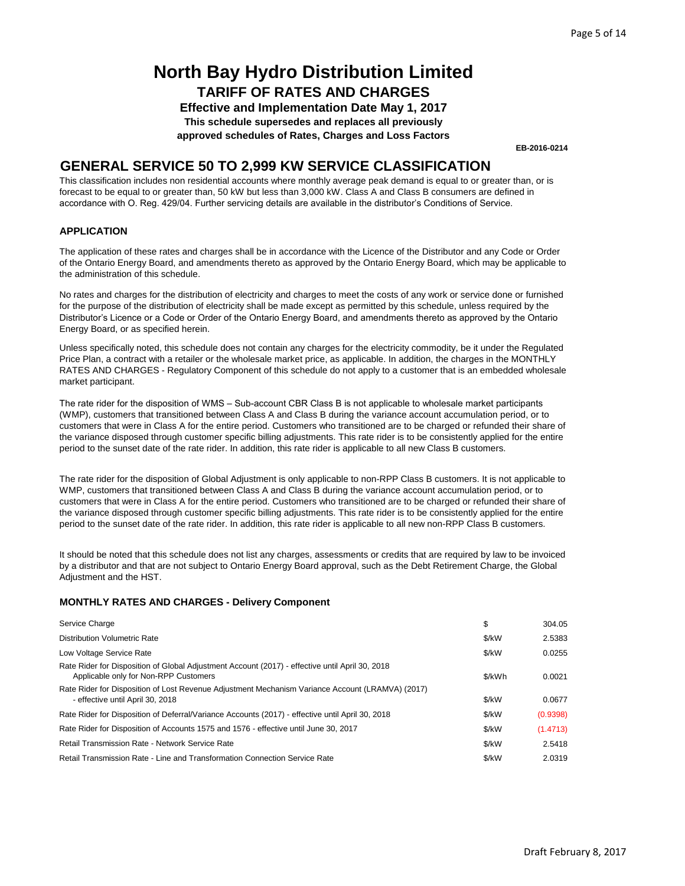# North Bay Hydro Distribution Limited

## TARIFF OF RATES AND CHARGES

**Effective and Implementation Date May 1, 2017**

**This schedule supersedes and replaces all previously approved schedules of Rates, Charges and Loss Factors**

**EB-2016-0214**

## GENERAL SERVICE 50 TO 2,999 KW SERVICE CLASSIFICATION

This classification includes non residential accounts where monthly average peak demand is equal to or greater than, or is forecast to be equal to or greater than, 50 kW but less than 3,000 kW. Class A and Class B consumers are defined in accordance with O. Reg. 429/04. Further servicing details are available in the distributor's Conditions of Service.

### APPLICATION

The application of these rates and charges shall be in accordance with the Licence of the Distributor and any Code or Order of the Ontario Energy Board, and amendments thereto as approved by the Ontario Energy Board, which may be applicable to the administration of this schedule.

No rates and charges for the distribution of electricity and charges to meet the costs of any work or service done or furnished for the purpose of the distribution of electricity shall be made except as permitted by this schedule, unless required by the Distributor's Licence or a Code or Order of the Ontario Energy Board, and amendments thereto as approved by the Ontario Energy Board, or as specified herein.

Unless specifically noted, this schedule does not contain any charges for the electricity commodity, be it under the Regulated Price Plan, a contract with a retailer or the wholesale market price, as applicable. In addition, the charges in the MONTHLY RATES AND CHARGES - Regulatory Component of this schedule do not apply to a customer that is an embedded wholesale market participant.

The rate rider for the disposition of WMS – Sub-account CBR Class B is not applicable to wholesale market participants (WMP), customers that transitioned between Class A and Class B during the variance account accumulation period, or to customers that were in Class A for the entire period. Customers who transitioned are to be charged or refunded their share of the variance disposed through customer specific billing adjustments. This rate rider is to be consistently applied for the entire period to the sunset date of the rate rider. In addition, this rate rider is applicable to all new Class B customers.

The rate rider for the disposition of Global Adjustment is only applicable to non-RPP Class B customers. It is not applicable to WMP, customers that transitioned between Class A and Class B during the variance account accumulation period, or to customers that were in Class A for the entire period. Customers who transitioned are to be charged or refunded their share of the variance disposed through customer specific billing adjustments. This rate rider is to be consistently applied for the entire period to the sunset date of the rate rider. In addition, this rate rider is applicable to all new non-RPP Class B customers.

It should be noted that this schedule does not list any charges, assessments or credits that are required by law to be invoiced by a distributor and that are not subject to Ontario Energy Board approval, such as the Debt Retirement Charge, the Global Adjustment and the HST.

### MONTHLY RATES AND CHARGES - Delivery Component

| Charge | Unit | Rate |
|---|---|---|
| Service Charge | $ | 304.05 |
| Distribution Volumetric Rate | $/kW | 2.5383 |
| Low Voltage Service Rate | $/kW | 0.0255 |
| Rate Rider for Disposition of Global Adjustment Account (2017) - effective until April 30, 2018 Applicable only for Non-RPP Customers | $/kWh | 0.0021 |
| Rate Rider for Disposition of Lost Revenue Adjustment Mechanism Variance Account (LRAMVA) (2017) - effective until April 30, 2018 | $/kW | 0.0677 |
| Rate Rider for Disposition of Deferral/Variance Accounts (2017) - effective until April 30, 2018 | $/kW | (0.9398) |
| Rate Rider for Disposition of Accounts 1575 and 1576 - effective until June 30, 2017 | $/kW | (1.4713) |
| Retail Transmission Rate - Network Service Rate | $/kW | 2.5418 |
| Retail Transmission Rate - Line and Transformation Connection Service Rate | $/kW | 2.0319 |

Draft February 8, 2017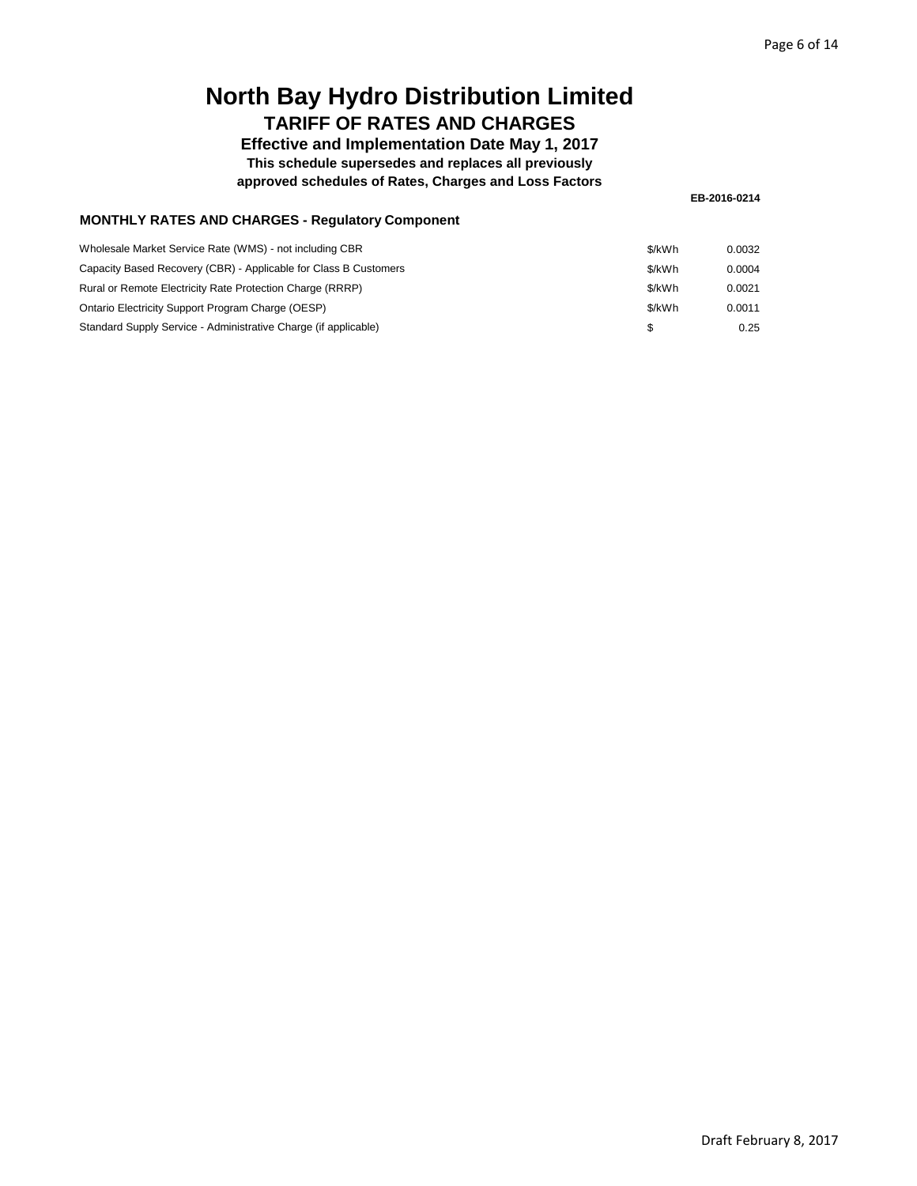# North Bay Hydro Distribution Limited

## TARIFF OF RATES AND CHARGES

**Effective and Implementation Date May 1, 2017**

**This schedule supersedes and replaces all previously approved schedules of Rates, Charges and Loss Factors**

**EB-2016-0214**

### MONTHLY RATES AND CHARGES - Regulatory Component

| | | |
|---|---|---|
| Wholesale Market Service Rate (WMS) - not including CBR | \$/kWh | 0.0032 |
| Capacity Based Recovery (CBR) - Applicable for Class B Customers | \$/kWh | 0.0004 |
| Rural or Remote Electricity Rate Protection Charge (RRRP) | \$/kWh | 0.0021 |
| Ontario Electricity Support Program Charge (OESP) | \$/kWh | 0.0011 |
| Standard Supply Service - Administrative Charge (if applicable) | \$ | 0.25 |

Draft February 8, 2017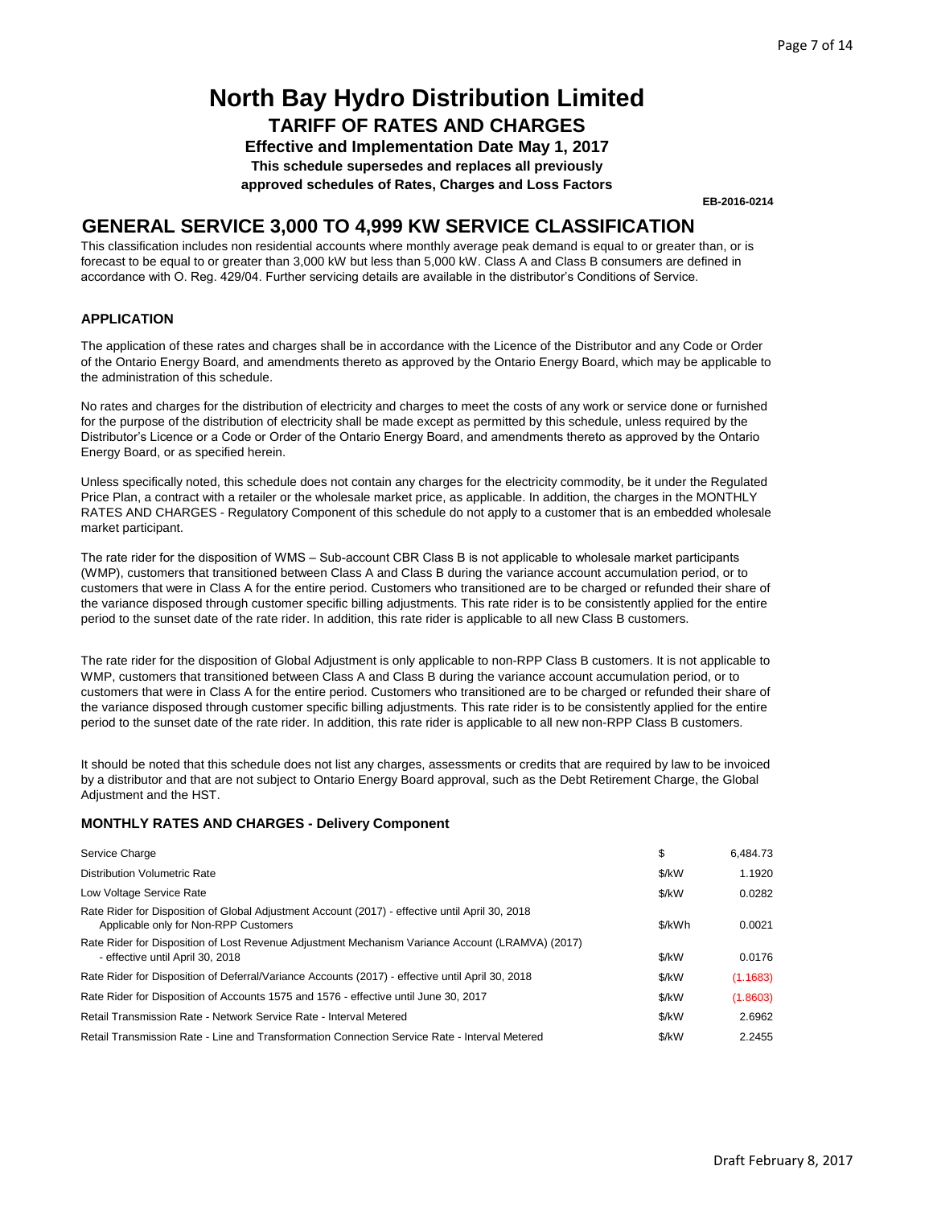# North Bay Hydro Distribution Limited

## TARIFF OF RATES AND CHARGES

**Effective and Implementation Date May 1, 2017**

**This schedule supersedes and replaces all previously approved schedules of Rates, Charges and Loss Factors**

**EB-2016-0214**

## GENERAL SERVICE 3,000 TO 4,999 KW SERVICE CLASSIFICATION

This classification includes non residential accounts where monthly average peak demand is equal to or greater than, or is forecast to be equal to or greater than 3,000 kW but less than 5,000 kW. Class A and Class B consumers are defined in accordance with O. Reg. 429/04. Further servicing details are available in the distributor's Conditions of Service.

### APPLICATION

The application of these rates and charges shall be in accordance with the Licence of the Distributor and any Code or Order of the Ontario Energy Board, and amendments thereto as approved by the Ontario Energy Board, which may be applicable to the administration of this schedule.

No rates and charges for the distribution of electricity and charges to meet the costs of any work or service done or furnished for the purpose of the distribution of electricity shall be made except as permitted by this schedule, unless required by the Distributor's Licence or a Code or Order of the Ontario Energy Board, and amendments thereto as approved by the Ontario Energy Board, or as specified herein.

Unless specifically noted, this schedule does not contain any charges for the electricity commodity, be it under the Regulated Price Plan, a contract with a retailer or the wholesale market price, as applicable. In addition, the charges in the MONTHLY RATES AND CHARGES - Regulatory Component of this schedule do not apply to a customer that is an embedded wholesale market participant.

The rate rider for the disposition of WMS – Sub-account CBR Class B is not applicable to wholesale market participants (WMP), customers that transitioned between Class A and Class B during the variance account accumulation period, or to customers that were in Class A for the entire period. Customers who transitioned are to be charged or refunded their share of the variance disposed through customer specific billing adjustments. This rate rider is to be consistently applied for the entire period to the sunset date of the rate rider. In addition, this rate rider is applicable to all new Class B customers.

The rate rider for the disposition of Global Adjustment is only applicable to non-RPP Class B customers. It is not applicable to WMP, customers that transitioned between Class A and Class B during the variance account accumulation period, or to customers that were in Class A for the entire period. Customers who transitioned are to be charged or refunded their share of the variance disposed through customer specific billing adjustments. This rate rider is to be consistently applied for the entire period to the sunset date of the rate rider. In addition, this rate rider is applicable to all new non-RPP Class B customers.

It should be noted that this schedule does not list any charges, assessments or credits that are required by law to be invoiced by a distributor and that are not subject to Ontario Energy Board approval, such as the Debt Retirement Charge, the Global Adjustment and the HST.

### MONTHLY RATES AND CHARGES - Delivery Component

| | | |
|---|---|---|
| Service Charge | $ | 6,484.73 |
| Distribution Volumetric Rate | $/kW | 1.1920 |
| Low Voltage Service Rate | $/kW | 0.0282 |
| Rate Rider for Disposition of Global Adjustment Account (2017) - effective until April 30, 2018 Applicable only for Non-RPP Customers | $/kWh | 0.0021 |
| Rate Rider for Disposition of Lost Revenue Adjustment Mechanism Variance Account (LRAMVA) (2017) - effective until April 30, 2018 | $/kW | 0.0176 |
| Rate Rider for Disposition of Deferral/Variance Accounts (2017) - effective until April 30, 2018 | $/kW | (1.1683) |
| Rate Rider for Disposition of Accounts 1575 and 1576 - effective until June 30, 2017 | $/kW | (1.8603) |
| Retail Transmission Rate - Network Service Rate - Interval Metered | $/kW | 2.6962 |
| Retail Transmission Rate - Line and Transformation Connection Service Rate - Interval Metered | $/kW | 2.2455 |

Draft February 8, 2017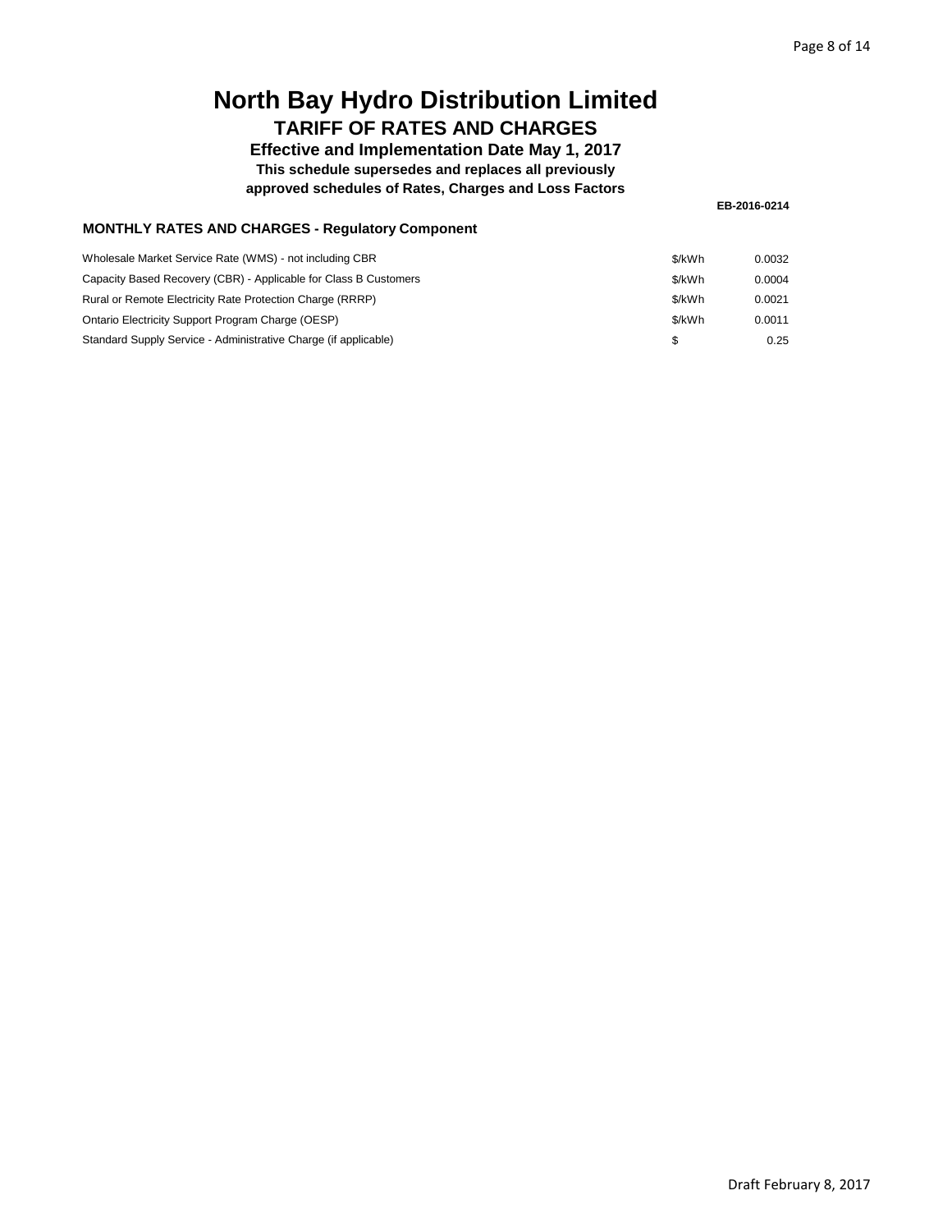# North Bay Hydro Distribution Limited

## TARIFF OF RATES AND CHARGES

**Effective and Implementation Date May 1, 2017**

**This schedule supersedes and replaces all previously approved schedules of Rates, Charges and Loss Factors**

**EB-2016-0214**

### MONTHLY RATES AND CHARGES - Regulatory Component

| | | |
|---|---|---|
| Wholesale Market Service Rate (WMS) - not including CBR | $/kWh | 0.0032 |
| Capacity Based Recovery (CBR) - Applicable for Class B Customers | $/kWh | 0.0004 |
| Rural or Remote Electricity Rate Protection Charge (RRRP) | $/kWh | 0.0021 |
| Ontario Electricity Support Program Charge (OESP) | $/kWh | 0.0011 |
| Standard Supply Service - Administrative Charge (if applicable) | $ | 0.25 |

Draft February 8, 2017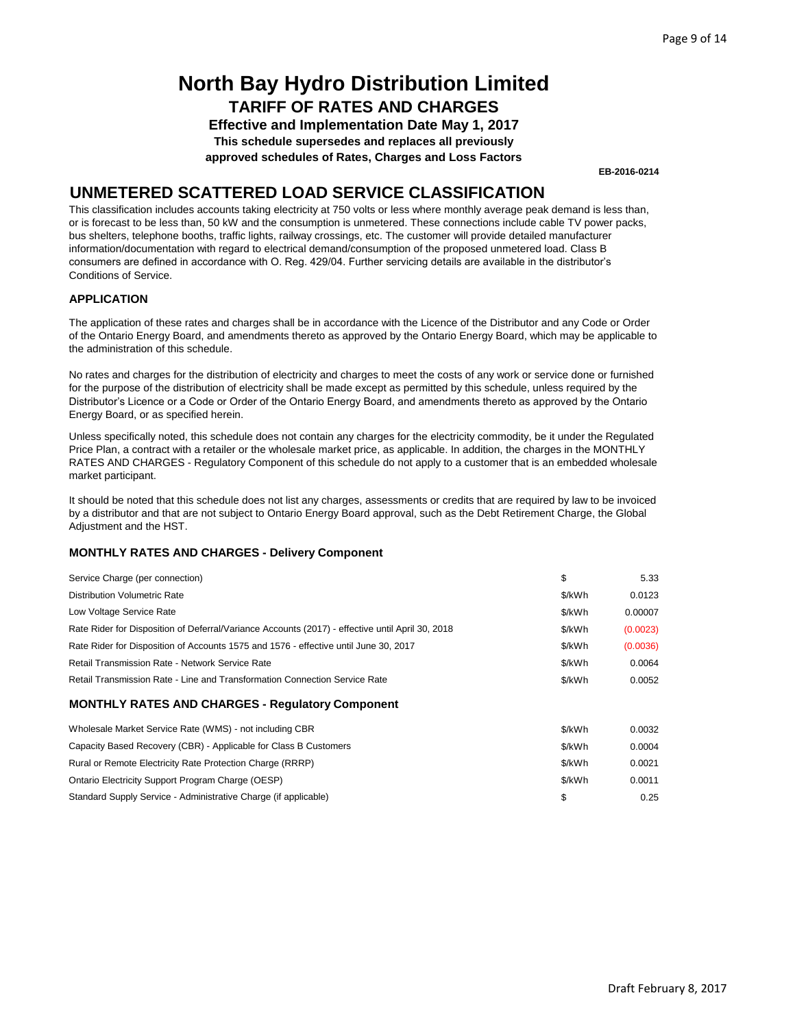# North Bay Hydro Distribution Limited

## TARIFF OF RATES AND CHARGES

**Effective and Implementation Date May 1, 2017**

**This schedule supersedes and replaces all previously approved schedules of Rates, Charges and Loss Factors**

**EB-2016-0214**

## UNMETERED SCATTERED LOAD SERVICE CLASSIFICATION

This classification includes accounts taking electricity at 750 volts or less where monthly average peak demand is less than, or is forecast to be less than, 50 kW and the consumption is unmetered. These connections include cable TV power packs, bus shelters, telephone booths, traffic lights, railway crossings, etc. The customer will provide detailed manufacturer information/documentation with regard to electrical demand/consumption of the proposed unmetered load. Class B consumers are defined in accordance with O. Reg. 429/04. Further servicing details are available in the distributor's Conditions of Service.

### APPLICATION

The application of these rates and charges shall be in accordance with the Licence of the Distributor and any Code or Order of the Ontario Energy Board, and amendments thereto as approved by the Ontario Energy Board, which may be applicable to the administration of this schedule.

No rates and charges for the distribution of electricity and charges to meet the costs of any work or service done or furnished for the purpose of the distribution of electricity shall be made except as permitted by this schedule, unless required by the Distributor's Licence or a Code or Order of the Ontario Energy Board, and amendments thereto as approved by the Ontario Energy Board, or as specified herein.

Unless specifically noted, this schedule does not contain any charges for the electricity commodity, be it under the Regulated Price Plan, a contract with a retailer or the wholesale market price, as applicable. In addition, the charges in the MONTHLY RATES AND CHARGES - Regulatory Component of this schedule do not apply to a customer that is an embedded wholesale market participant.

It should be noted that this schedule does not list any charges, assessments or credits that are required by law to be invoiced by a distributor and that are not subject to Ontario Energy Board approval, such as the Debt Retirement Charge, the Global Adjustment and the HST.

### MONTHLY RATES AND CHARGES - Delivery Component

| | | |
|---|---|---|
| Service Charge (per connection) | $ | 5.33 |
| Distribution Volumetric Rate | $/kWh | 0.0123 |
| Low Voltage Service Rate | $/kWh | 0.00007 |
| Rate Rider for Disposition of Deferral/Variance Accounts (2017) - effective until April 30, 2018 | $/kWh | (0.0023) |
| Rate Rider for Disposition of Accounts 1575 and 1576 - effective until June 30, 2017 | $/kWh | (0.0036) |
| Retail Transmission Rate - Network Service Rate | $/kWh | 0.0064 |
| Retail Transmission Rate - Line and Transformation Connection Service Rate | $/kWh | 0.0052 |

### MONTHLY RATES AND CHARGES - Regulatory Component

| | | |
|---|---|---|
| Wholesale Market Service Rate (WMS) - not including CBR | $/kWh | 0.0032 |
| Capacity Based Recovery (CBR) - Applicable for Class B Customers | $/kWh | 0.0004 |
| Rural or Remote Electricity Rate Protection Charge (RRRP) | $/kWh | 0.0021 |
| Ontario Electricity Support Program Charge (OESP) | $/kWh | 0.0011 |
| Standard Supply Service - Administrative Charge (if applicable) | $ | 0.25 |

Draft February 8, 2017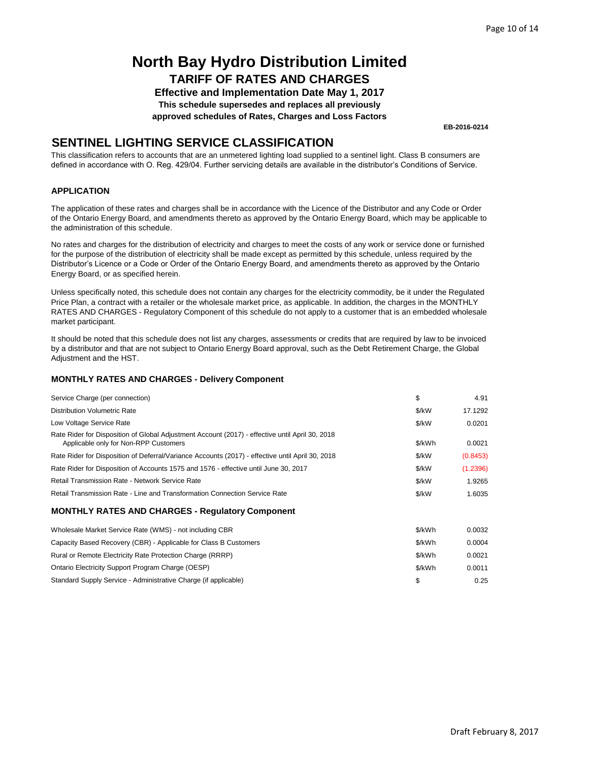# North Bay Hydro Distribution Limited

## TARIFF OF RATES AND CHARGES

**Effective and Implementation Date May 1, 2017**

**This schedule supersedes and replaces all previously approved schedules of Rates, Charges and Loss Factors**

**EB-2016-0214**

## SENTINEL LIGHTING SERVICE CLASSIFICATION

This classification refers to accounts that are an unmetered lighting load supplied to a sentinel light. Class B consumers are defined in accordance with O. Reg. 429/04. Further servicing details are available in the distributor's Conditions of Service.

### APPLICATION

The application of these rates and charges shall be in accordance with the Licence of the Distributor and any Code or Order of the Ontario Energy Board, and amendments thereto as approved by the Ontario Energy Board, which may be applicable to the administration of this schedule.

No rates and charges for the distribution of electricity and charges to meet the costs of any work or service done or furnished for the purpose of the distribution of electricity shall be made except as permitted by this schedule, unless required by the Distributor's Licence or a Code or Order of the Ontario Energy Board, and amendments thereto as approved by the Ontario Energy Board, or as specified herein.

Unless specifically noted, this schedule does not contain any charges for the electricity commodity, be it under the Regulated Price Plan, a contract with a retailer or the wholesale market price, as applicable. In addition, the charges in the MONTHLY RATES AND CHARGES - Regulatory Component of this schedule do not apply to a customer that is an embedded wholesale market participant.

It should be noted that this schedule does not list any charges, assessments or credits that are required by law to be invoiced by a distributor and that are not subject to Ontario Energy Board approval, such as the Debt Retirement Charge, the Global Adjustment and the HST.

### MONTHLY RATES AND CHARGES - Delivery Component

| | | |
|---|---|---|
| Service Charge (per connection) | $ | 4.91 |
| Distribution Volumetric Rate | $/kW | 17.1292 |
| Low Voltage Service Rate | $/kW | 0.0201 |
| Rate Rider for Disposition of Global Adjustment Account (2017) - effective until April 30, 2018 Applicable only for Non-RPP Customers | $/kWh | 0.0021 |
| Rate Rider for Disposition of Deferral/Variance Accounts (2017) - effective until April 30, 2018 | $/kW | (0.8453) |
| Rate Rider for Disposition of Accounts 1575 and 1576 - effective until June 30, 2017 | $/kW | (1.2396) |
| Retail Transmission Rate - Network Service Rate | $/kW | 1.9265 |
| Retail Transmission Rate - Line and Transformation Connection Service Rate | $/kW | 1.6035 |

### MONTHLY RATES AND CHARGES - Regulatory Component

| | | |
|---|---|---|
| Wholesale Market Service Rate (WMS) - not including CBR | $/kWh | 0.0032 |
| Capacity Based Recovery (CBR) - Applicable for Class B Customers | $/kWh | 0.0004 |
| Rural or Remote Electricity Rate Protection Charge (RRRP) | $/kWh | 0.0021 |
| Ontario Electricity Support Program Charge (OESP) | $/kWh | 0.0011 |
| Standard Supply Service - Administrative Charge (if applicable) | $ | 0.25 |

Draft February 8, 2017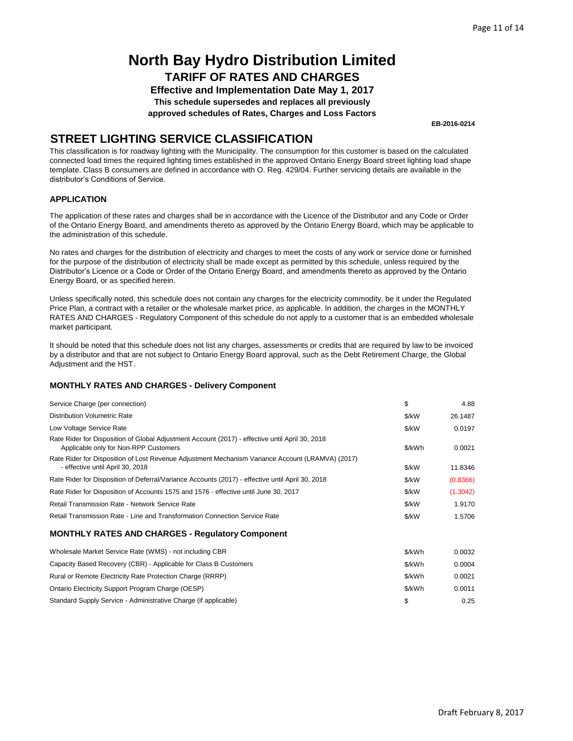# North Bay Hydro Distribution Limited

## TARIFF OF RATES AND CHARGES

**Effective and Implementation Date May 1, 2017**

**This schedule supersedes and replaces all previously approved schedules of Rates, Charges and Loss Factors**

**EB-2016-0214**

## STREET LIGHTING SERVICE CLASSIFICATION

This classification is for roadway lighting with the Municipality. The consumption for this customer is based on the calculated connected load times the required lighting times established in the approved Ontario Energy Board street lighting load shape template. Class B consumers are defined in accordance with O. Reg. 429/04. Further servicing details are available in the distributor's Conditions of Service.

### APPLICATION

The application of these rates and charges shall be in accordance with the Licence of the Distributor and any Code or Order of the Ontario Energy Board, and amendments thereto as approved by the Ontario Energy Board, which may be applicable to the administration of this schedule.

No rates and charges for the distribution of electricity and charges to meet the costs of any work or service done or furnished for the purpose of the distribution of electricity shall be made except as permitted by this schedule, unless required by the Distributor's Licence or a Code or Order of the Ontario Energy Board, and amendments thereto as approved by the Ontario Energy Board, or as specified herein.

Unless specifically noted, this schedule does not contain any charges for the electricity commodity, be it under the Regulated Price Plan, a contract with a retailer or the wholesale market price, as applicable. In addition, the charges in the MONTHLY RATES AND CHARGES - Regulatory Component of this schedule do not apply to a customer that is an embedded wholesale market participant.

It should be noted that this schedule does not list any charges, assessments or credits that are required by law to be invoiced by a distributor and that are not subject to Ontario Energy Board approval, such as the Debt Retirement Charge, the Global Adjustment and the HST.

### MONTHLY RATES AND CHARGES - Delivery Component

| | | |
|---|---|---|
| Service Charge (per connection) | $ | 4.88 |
| Distribution Volumetric Rate | $/kW | 26.1487 |
| Low Voltage Service Rate | $/kW | 0.0197 |
| Rate Rider for Disposition of Global Adjustment Account (2017) - effective until April 30, 2018 Applicable only for Non-RPP Customers | $/kWh | 0.0021 |
| Rate Rider for Disposition of Lost Revenue Adjustment Mechanism Variance Account (LRAMVA) (2017) - effective until April 30, 2018 | $/kW | 11.8346 |
| Rate Rider for Disposition of Deferral/Variance Accounts (2017) - effective until April 30, 2018 | $/kW | (0.8366) |
| Rate Rider for Disposition of Accounts 1575 and 1576 - effective until June 30, 2017 | $/kW | (1.3042) |
| Retail Transmission Rate - Network Service Rate | $/kW | 1.9170 |
| Retail Transmission Rate - Line and Transformation Connection Service Rate | $/kW | 1.5706 |

### MONTHLY RATES AND CHARGES - Regulatory Component

| | | |
|---|---|---|
| Wholesale Market Service Rate (WMS) - not including CBR | $/kWh | 0.0032 |
| Capacity Based Recovery (CBR) - Applicable for Class B Customers | $/kWh | 0.0004 |
| Rural or Remote Electricity Rate Protection Charge (RRRP) | $/kWh | 0.0021 |
| Ontario Electricity Support Program Charge (OESP) | $/kWh | 0.0011 |
| Standard Supply Service - Administrative Charge (if applicable) | $ | 0.25 |

Draft February 8, 2017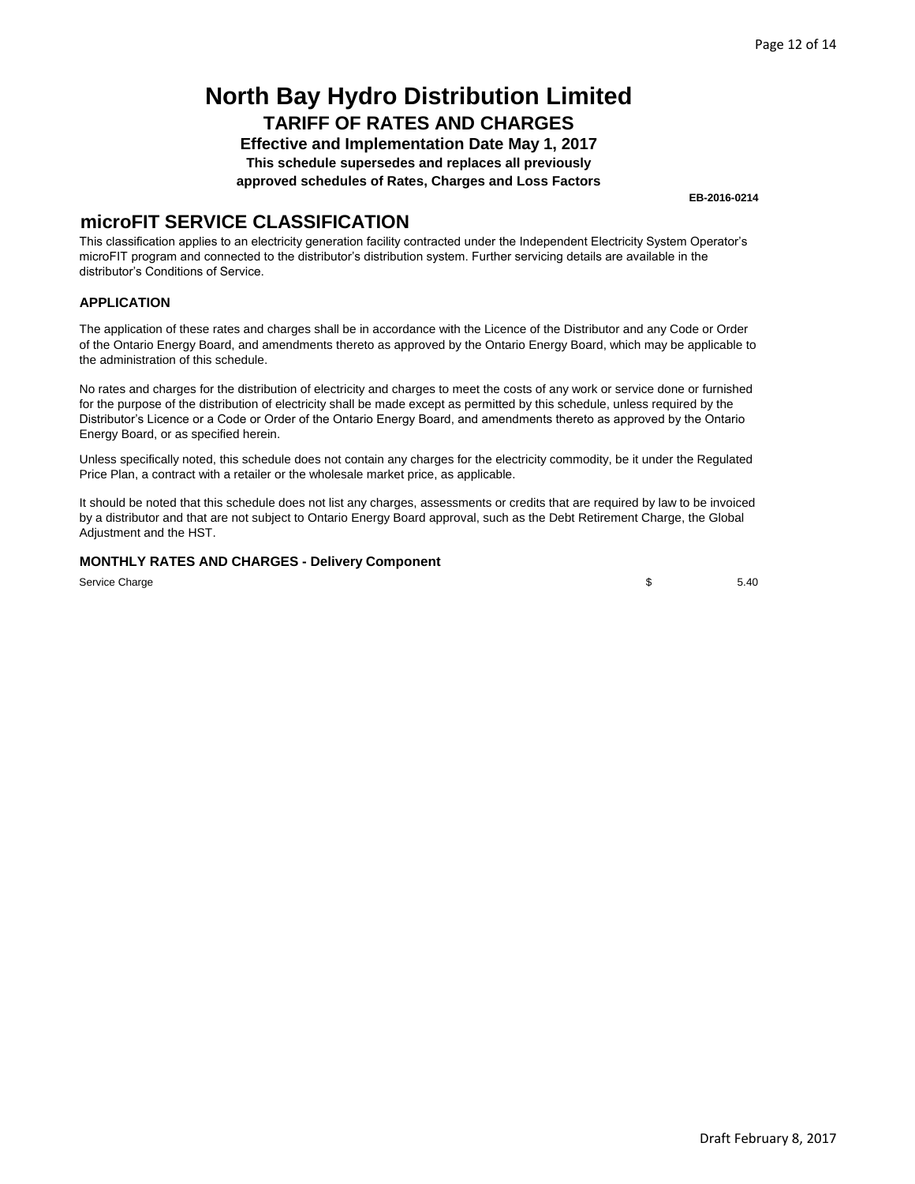# North Bay Hydro Distribution Limited

## TARIFF OF RATES AND CHARGES

**Effective and Implementation Date May 1, 2017**

**This schedule supersedes and replaces all previously approved schedules of Rates, Charges and Loss Factors**

**EB-2016-0214**

## microFIT SERVICE CLASSIFICATION

This classification applies to an electricity generation facility contracted under the Independent Electricity System Operator's microFIT program and connected to the distributor's distribution system. Further servicing details are available in the distributor's Conditions of Service.

### APPLICATION

The application of these rates and charges shall be in accordance with the Licence of the Distributor and any Code or Order of the Ontario Energy Board, and amendments thereto as approved by the Ontario Energy Board, which may be applicable to the administration of this schedule.

No rates and charges for the distribution of electricity and charges to meet the costs of any work or service done or furnished for the purpose of the distribution of electricity shall be made except as permitted by this schedule, unless required by the Distributor's Licence or a Code or Order of the Ontario Energy Board, and amendments thereto as approved by the Ontario Energy Board, or as specified herein.

Unless specifically noted, this schedule does not contain any charges for the electricity commodity, be it under the Regulated Price Plan, a contract with a retailer or the wholesale market price, as applicable.

It should be noted that this schedule does not list any charges, assessments or credits that are required by law to be invoiced by a distributor and that are not subject to Ontario Energy Board approval, such as the Debt Retirement Charge, the Global Adjustment and the HST.

### MONTHLY RATES AND CHARGES - Delivery Component

| | | |
|---|---|---|
| Service Charge | $ | 5.40 |

Draft February 8, 2017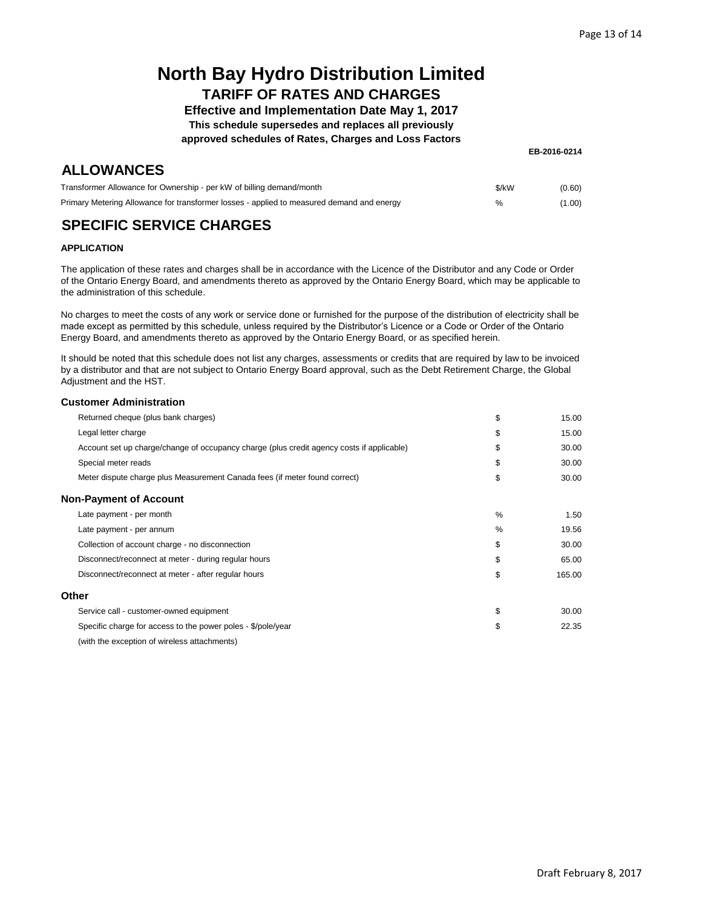# North Bay Hydro Distribution Limited

## TARIFF OF RATES AND CHARGES

**Effective and Implementation Date May 1, 2017**

**This schedule supersedes and replaces all previously approved schedules of Rates, Charges and Loss Factors**

**EB-2016-0214**

## ALLOWANCES

| | | |
|---|---|---|
| Transformer Allowance for Ownership - per kW of billing demand/month | $/kW | (0.60) |
| Primary Metering Allowance for transformer losses - applied to measured demand and energy | % | (1.00) |

## SPECIFIC SERVICE CHARGES

**APPLICATION**

The application of these rates and charges shall be in accordance with the Licence of the Distributor and any Code or Order of the Ontario Energy Board, and amendments thereto as approved by the Ontario Energy Board, which may be applicable to the administration of this schedule.

No charges to meet the costs of any work or service done or furnished for the purpose of the distribution of electricity shall be made except as permitted by this schedule, unless required by the Distributor's Licence or a Code or Order of the Ontario Energy Board, and amendments thereto as approved by the Ontario Energy Board, or as specified herein.

It should be noted that this schedule does not list any charges, assessments or credits that are required by law to be invoiced by a distributor and that are not subject to Ontario Energy Board approval, such as the Debt Retirement Charge, the Global Adjustment and the HST.

### Customer Administration

| | | |
|---|---|---|
| Returned cheque (plus bank charges) | $ | 15.00 |
| Legal letter charge | $ | 15.00 |
| Account set up charge/change of occupancy charge (plus credit agency costs if applicable) | $ | 30.00 |
| Special meter reads | $ | 30.00 |
| Meter dispute charge plus Measurement Canada fees (if meter found correct) | $ | 30.00 |

### Non-Payment of Account

| | | |
|---|---|---|
| Late payment - per month | % | 1.50 |
| Late payment - per annum | % | 19.56 |
| Collection of account charge - no disconnection | $ | 30.00 |
| Disconnect/reconnect at meter - during regular hours | $ | 65.00 |
| Disconnect/reconnect at meter - after regular hours | $ | 165.00 |

### Other

| | | |
|---|---|---|
| Service call - customer-owned equipment | $ | 30.00 |
| Specific charge for access to the power poles - $/pole/year | $ | 22.35 |
| (with the exception of wireless attachments) | | |

Draft February 8, 2017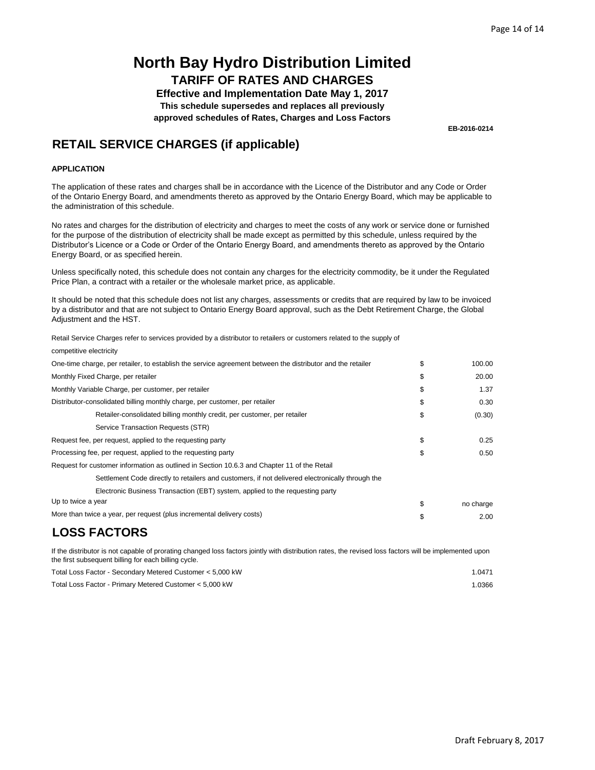# North Bay Hydro Distribution Limited

## TARIFF OF RATES AND CHARGES

**Effective and Implementation Date May 1, 2017**

**This schedule supersedes and replaces all previously approved schedules of Rates, Charges and Loss Factors**

**EB-2016-0214**

## RETAIL SERVICE CHARGES (if applicable)

**APPLICATION**

The application of these rates and charges shall be in accordance with the Licence of the Distributor and any Code or Order of the Ontario Energy Board, and amendments thereto as approved by the Ontario Energy Board, which may be applicable to the administration of this schedule.

No rates and charges for the distribution of electricity and charges to meet the costs of any work or service done or furnished for the purpose of the distribution of electricity shall be made except as permitted by this schedule, unless required by the Distributor's Licence or a Code or Order of the Ontario Energy Board, and amendments thereto as approved by the Ontario Energy Board, or as specified herein.

Unless specifically noted, this schedule does not contain any charges for the electricity commodity, be it under the Regulated Price Plan, a contract with a retailer or the wholesale market price, as applicable.

It should be noted that this schedule does not list any charges, assessments or credits that are required by law to be invoiced by a distributor and that are not subject to Ontario Energy Board approval, such as the Debt Retirement Charge, the Global Adjustment and the HST.

Retail Service Charges refer to services provided by a distributor to retailers or customers related to the supply of competitive electricity

| | | |
|---|---|---|
| One-time charge, per retailer, to establish the service agreement between the distributor and the retailer | $ | 100.00 |
| Monthly Fixed Charge, per retailer | $ | 20.00 |
| Monthly Variable Charge, per customer, per retailer | $ | 1.37 |
| Distributor-consolidated billing monthly charge, per customer, per retailer | $ | 0.30 |
| Retailer-consolidated billing monthly credit, per customer, per retailer | $ | (0.30) |
| Service Transaction Requests (STR) | | |
| Request fee, per request, applied to the requesting party | $ | 0.25 |
| Processing fee, per request, applied to the requesting party | $ | 0.50 |
| Request for customer information as outlined in Section 10.6.3 and Chapter 11 of the Retail Settlement Code directly to retailers and customers, if not delivered electronically through the Electronic Business Transaction (EBT) system, applied to the requesting party | | |
| Up to twice a year | $ | no charge |
| More than twice a year, per request (plus incremental delivery costs) | $ | 2.00 |

## LOSS FACTORS

If the distributor is not capable of prorating changed loss factors jointly with distribution rates, the revised loss factors will be implemented upon the first subsequent billing for each billing cycle.

| | |
|---|---|
| Total Loss Factor - Secondary Metered Customer < 5,000 kW | 1.0471 |
| Total Loss Factor - Primary Metered Customer < 5,000 kW | 1.0366 |

Draft February 8, 2017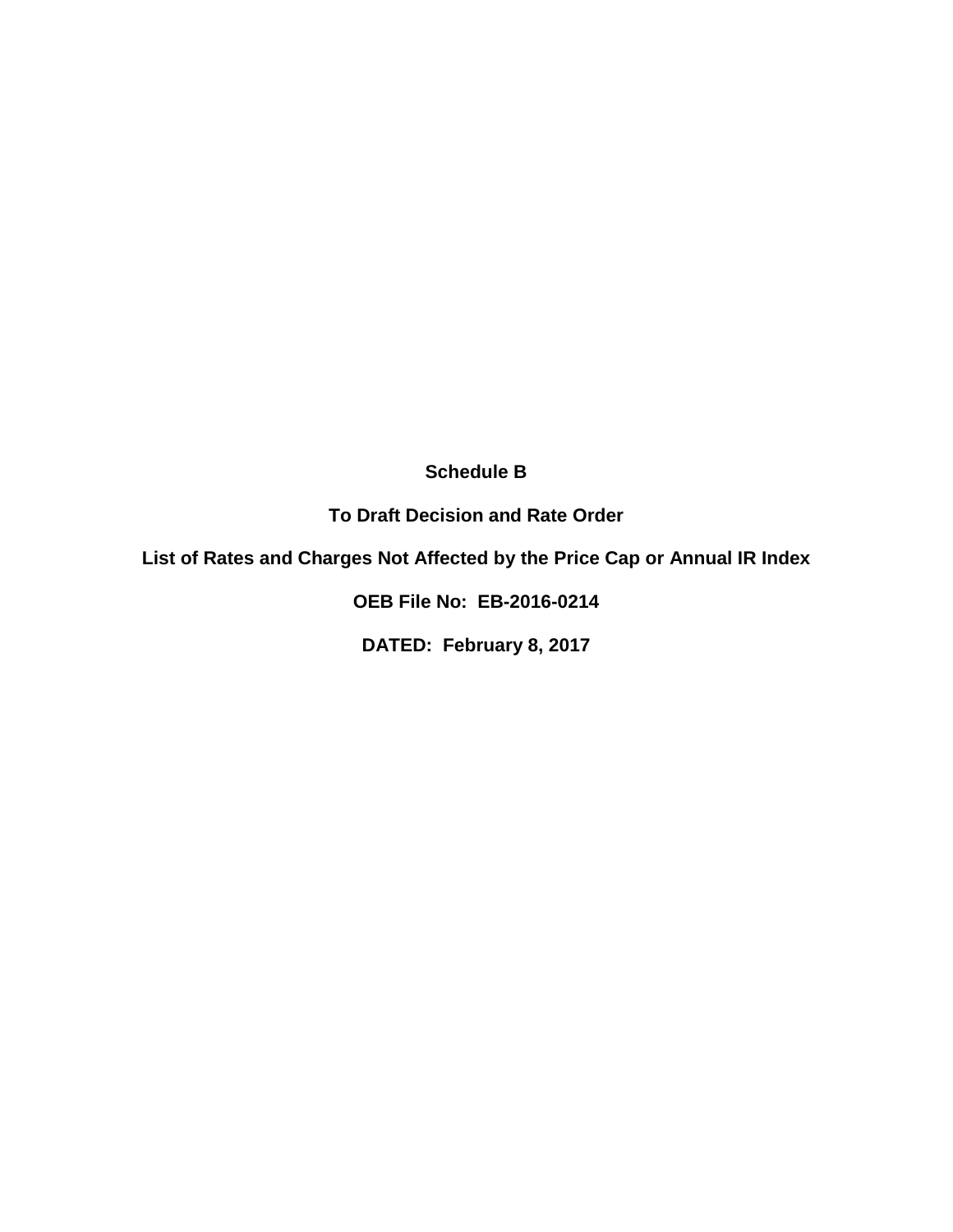**Schedule B**

**To Draft Decision and Rate Order**

**List of Rates and Charges Not Affected by the Price Cap or Annual IR Index**

**OEB File No: EB-2016-0214**

**DATED: February 8, 2017**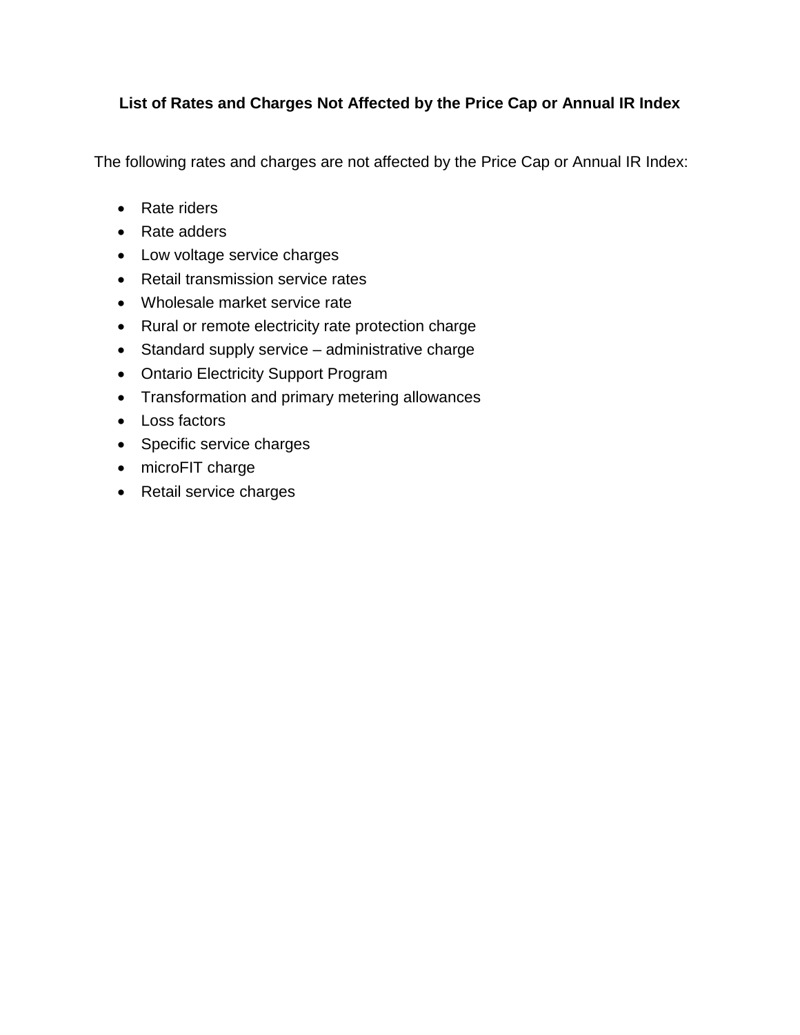**List of Rates and Charges Not Affected by the Price Cap or Annual IR Index**

The following rates and charges are not affected by the Price Cap or Annual IR Index:

- Rate riders
- Rate adders
- Low voltage service charges
- Retail transmission service rates
- Wholesale market service rate
- Rural or remote electricity rate protection charge
- Standard supply service – administrative charge
- Ontario Electricity Support Program
- Transformation and primary metering allowances
- Loss factors
- Specific service charges
- microFIT charge
- Retail service charges